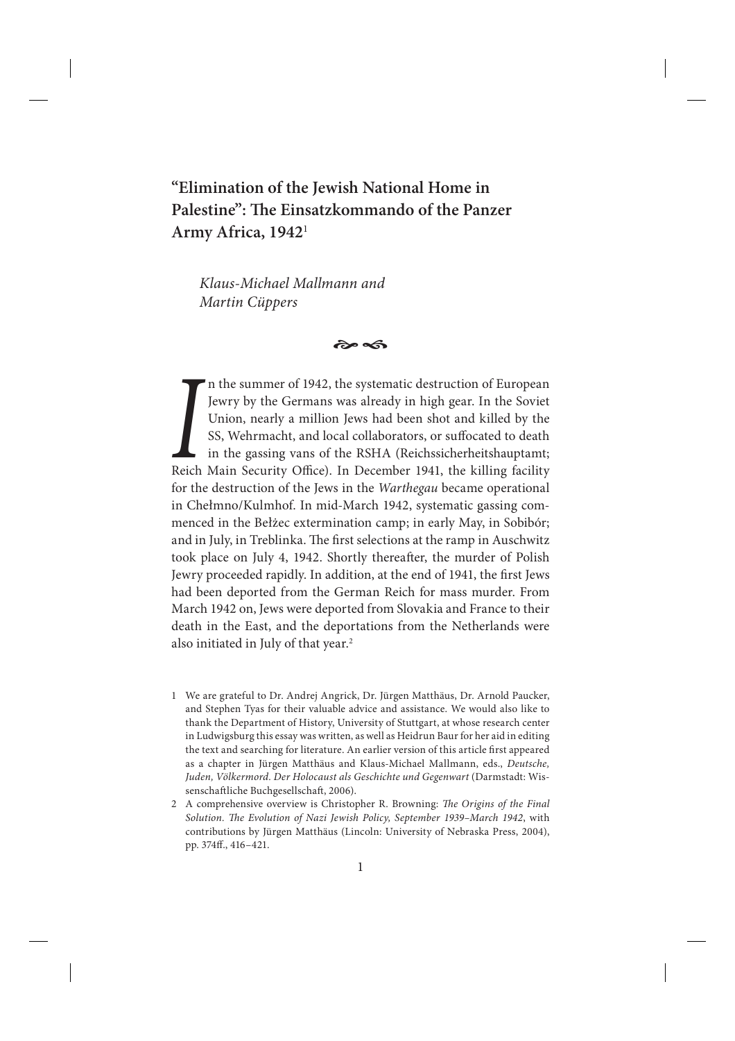# "Elimination of the Jewish National Home in Palestine": The Einsatzkommando of the Panzer Army Africa, 1942[1]

*Klaus-Michael Mallmann and Martin Cüppers*

In the summer of 1942, the systematic destruction of European Jewry by the Germans was already in high gear. In the Soviet Union, nearly a million Jews had been shot and killed by the SS, Wehrmacht, and local collaborators, or suffocated to death in the gassing vans of the RSHA (Reichssicherheitshauptamt; Reich Main Security Office). In December 1941, the killing facility for the destruction of the Jews in the *Warthegau* became operational in Chełmno/Kulmhof. In mid-March 1942, systematic gassing commenced in the Bełżec extermination camp; in early May, in Sobibór; and in July, in Treblinka. The first selections at the ramp in Auschwitz took place on July 4, 1942. Shortly thereafter, the murder of Polish Jewry proceeded rapidly. In addition, at the end of 1941, the first Jews had been deported from the German Reich for mass murder. From March 1942 on, Jews were deported from Slovakia and France to their death in the East, and the deportations from the Netherlands were also initiated in July of that year.[2]

---

1 We are grateful to Dr. Andrej Angrick, Dr. Jürgen Matthäus, Dr. Arnold Paucker, and Stephen Tyas for their valuable advice and assistance. We would also like to thank the Department of History, University of Stuttgart, at whose research center in Ludwigsburg this essay was written, as well as Heidrun Baur for her aid in editing the text and searching for literature. An earlier version of this article first appeared as a chapter in Jürgen Matthäus and Klaus-Michael Mallmann, eds., *Deutsche, Juden, Völkermord. Der Holocaust als Geschichte und Gegenwart* (Darmstadt: Wissenschaftliche Buchgesellschaft, 2006).

2 A comprehensive overview is Christopher R. Browning: *The Origins of the Final Solution. The Evolution of Nazi Jewish Policy, September 1939–March 1942*, with contributions by Jürgen Matthäus (Lincoln: University of Nebraska Press, 2004), pp. 374ff., 416–421.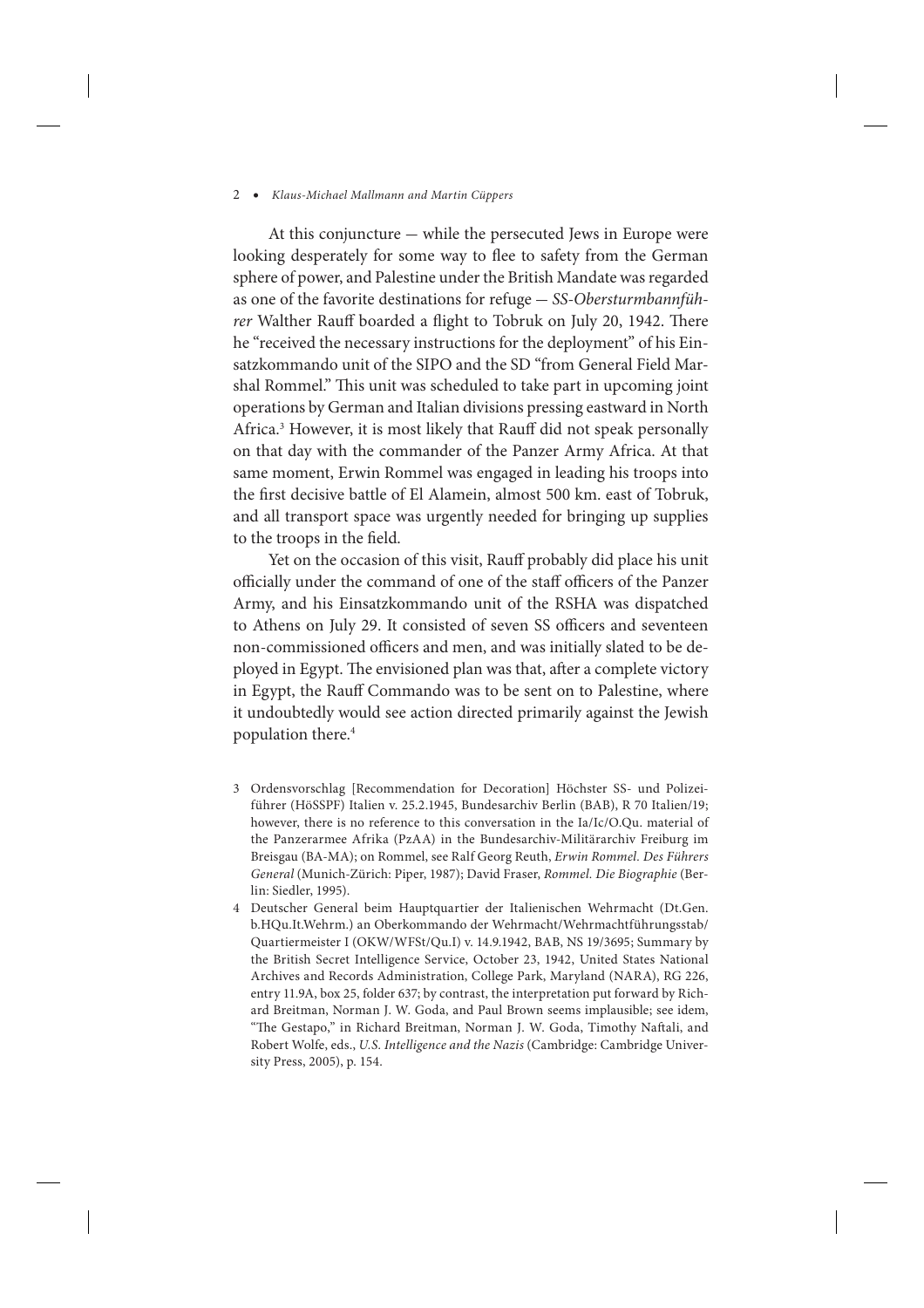At this conjuncture — while the persecuted Jews in Europe were looking desperately for some way to flee to safety from the German sphere of power, and Palestine under the British Mandate was regarded as one of the favorite destinations for refuge — *SS-Obersturmbannführer* Walther Rauff boarded a flight to Tobruk on July 20, 1942. There he "received the necessary instructions for the deployment" of his Einsatzkommando unit of the SIPO and the SD "from General Field Marshal Rommel." This unit was scheduled to take part in upcoming joint operations by German and Italian divisions pressing eastward in North Africa.[3] However, it is most likely that Rauff did not speak personally on that day with the commander of the Panzer Army Africa. At that same moment, Erwin Rommel was engaged in leading his troops into the first decisive battle of El Alamein, almost 500 km. east of Tobruk, and all transport space was urgently needed for bringing up supplies to the troops in the field.

Yet on the occasion of this visit, Rauff probably did place his unit officially under the command of one of the staff officers of the Panzer Army, and his Einsatzkommando unit of the RSHA was dispatched to Athens on July 29. It consisted of seven SS officers and seventeen non-commissioned officers and men, and was initially slated to be deployed in Egypt. The envisioned plan was that, after a complete victory in Egypt, the Rauff Commando was to be sent on to Palestine, where it undoubtedly would see action directed primarily against the Jewish population there.[4]

3 Ordensvorschlag [Recommendation for Decoration] Höchster SS- und Polizeiführer (HöSSPF) Italien v. 25.2.1945, Bundesarchiv Berlin (BAB), R 70 Italien/19; however, there is no reference to this conversation in the Ia/Ic/O.Qu. material of the Panzerarmee Afrika (PzAA) in the Bundesarchiv-Militärarchiv Freiburg im Breisgau (BA-MA); on Rommel, see Ralf Georg Reuth, *Erwin Rommel. Des Führers General* (Munich-Zürich: Piper, 1987); David Fraser, *Rommel. Die Biographie* (Berlin: Siedler, 1995).

4 Deutscher General beim Hauptquartier der Italienischen Wehrmacht (Dt.Gen. b.HQu.It.Wehrm.) an Oberkommando der Wehrmacht/Wehrmachtführungsstab/ Quartiermeister I (OKW/WFSt/Qu.I) v. 14.9.1942, BAB, NS 19/3695; Summary by the British Secret Intelligence Service, October 23, 1942, United States National Archives and Records Administration, College Park, Maryland (NARA), RG 226, entry 11.9A, box 25, folder 637; by contrast, the interpretation put forward by Richard Breitman, Norman J. W. Goda, and Paul Brown seems implausible; see idem, "The Gestapo," in Richard Breitman, Norman J. W. Goda, Timothy Naftali, and Robert Wolfe, eds., *U.S. Intelligence and the Nazis* (Cambridge: Cambridge University Press, 2005), p. 154.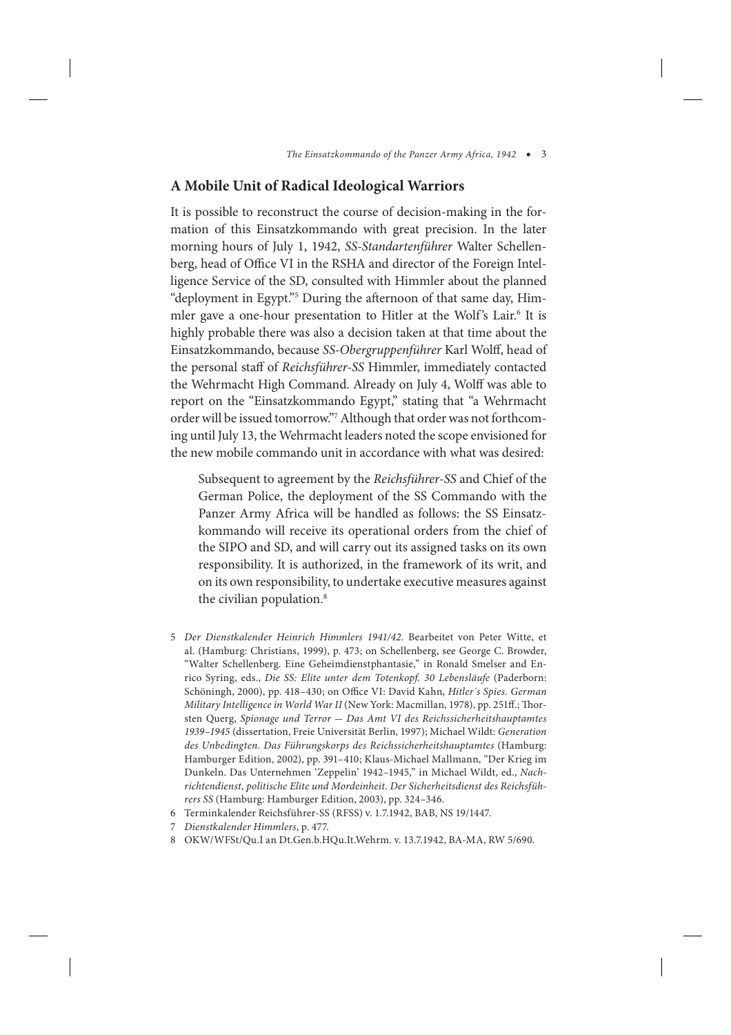## A Mobile Unit of Radical Ideological Warriors

It is possible to reconstruct the course of decision-making in the formation of this Einsatzkommando with great precision. In the later morning hours of July 1, 1942, *SS-Standartenführer* Walter Schellenberg, head of Office VI in the RSHA and director of the Foreign Intelligence Service of the SD, consulted with Himmler about the planned "deployment in Egypt."[5] During the afternoon of that same day, Himmler gave a one-hour presentation to Hitler at the Wolf's Lair.[6] It is highly probable there was also a decision taken at that time about the Einsatzkommando, because *SS-Obergruppenführer* Karl Wolff, head of the personal staff of *Reichsführer-SS* Himmler, immediately contacted the Wehrmacht High Command. Already on July 4, Wolff was able to report on the "Einsatzkommando Egypt," stating that "a Wehrmacht order will be issued tomorrow."[7] Although that order was not forthcoming until July 13, the Wehrmacht leaders noted the scope envisioned for the new mobile commando unit in accordance with what was desired:

> Subsequent to agreement by the *Reichsführer-SS* and Chief of the German Police, the deployment of the SS Commando with the Panzer Army Africa will be handled as follows: the SS Einsatzkommando will receive its operational orders from the chief of the SIPO and SD, and will carry out its assigned tasks on its own responsibility. It is authorized, in the framework of its writ, and on its own responsibility, to undertake executive measures against the civilian population.[8]

5 *Der Dienstkalender Heinrich Himmlers 1941/42*. Bearbeitet von Peter Witte, et al. (Hamburg: Christians, 1999), p. 473; on Schellenberg, see George C. Browder, "Walter Schellenberg. Eine Geheimdienstphantasie," in Ronald Smelser and Enrico Syring, eds., *Die SS: Elite unter dem Totenkopf. 30 Lebensläufe* (Paderborn: Schöningh, 2000), pp. 418–430; on Office VI: David Kahn, *Hitler's Spies. German Military Intelligence in World War II* (New York: Macmillan, 1978), pp. 251ff.; Thorsten Querg, *Spionage und Terror — Das Amt VI des Reichssicherheitshauptamtes 1939–1945* (dissertation, Freie Universität Berlin, 1997); Michael Wildt: *Generation des Unbedingten. Das Führungskorps des Reichssicherheitshauptamtes* (Hamburg: Hamburger Edition, 2002), pp. 391–410; Klaus-Michael Mallmann, "Der Krieg im Dunkeln. Das Unternehmen 'Zeppelin' 1942–1945," in Michael Wildt, ed., *Nachrichtendienst, politische Elite und Mordeinheit. Der Sicherheitsdienst des Reichsführers SS* (Hamburg: Hamburger Edition, 2003), pp. 324–346.

6 Terminkalender Reichsführer-SS (RFSS) v. 1.7.1942, BAB, NS 19/1447.

7 *Dienstkalender Himmlers*, p. 477.

8 OKW/WFSt/Qu.I an Dt.Gen.b.HQu.It.Wehrm. v. 13.7.1942, BA-MA, RW 5/690.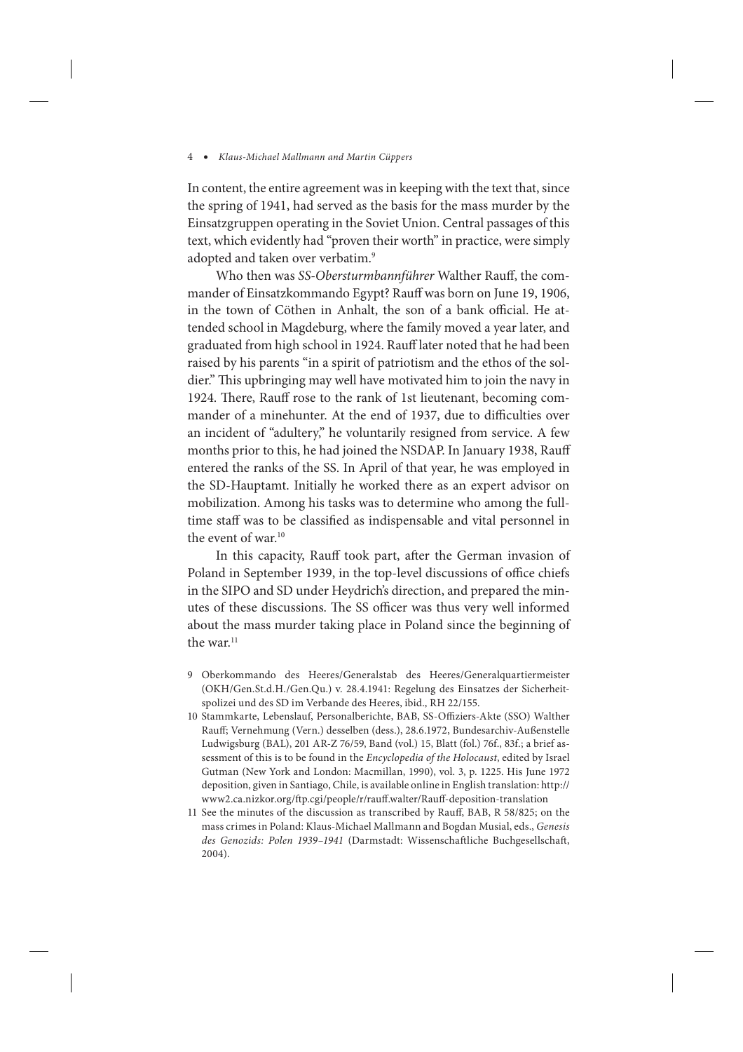In content, the entire agreement was in keeping with the text that, since the spring of 1941, had served as the basis for the mass murder by the Einsatzgruppen operating in the Soviet Union. Central passages of this text, which evidently had "proven their worth" in practice, were simply adopted and taken over verbatim.[9]

Who then was *SS-Obersturmbannführer* Walther Rauff, the commander of Einsatzkommando Egypt? Rauff was born on June 19, 1906, in the town of Cöthen in Anhalt, the son of a bank official. He attended school in Magdeburg, where the family moved a year later, and graduated from high school in 1924. Rauff later noted that he had been raised by his parents "in a spirit of patriotism and the ethos of the soldier." This upbringing may well have motivated him to join the navy in 1924. There, Rauff rose to the rank of 1st lieutenant, becoming commander of a minehunter. At the end of 1937, due to difficulties over an incident of "adultery," he voluntarily resigned from service. A few months prior to this, he had joined the NSDAP. In January 1938, Rauff entered the ranks of the SS. In April of that year, he was employed in the SD-Hauptamt. Initially he worked there as an expert advisor on mobilization. Among his tasks was to determine who among the full-time staff was to be classified as indispensable and vital personnel in the event of war.[10]

In this capacity, Rauff took part, after the German invasion of Poland in September 1939, in the top-level discussions of office chiefs in the SIPO and SD under Heydrich's direction, and prepared the minutes of these discussions. The SS officer was thus very well informed about the mass murder taking place in Poland since the beginning of the war.[11]

9 Oberkommando des Heeres/Generalstab des Heeres/Generalquartiermeister (OKH/Gen.St.d.H./Gen.Qu.) v. 28.4.1941: Regelung des Einsatzes der Sicherheitspolizei und des SD im Verbande des Heeres, ibid., RH 22/155.

10 Stammkarte, Lebenslauf, Personalberichte, BAB, SS-Offiziers-Akte (SSO) Walther Rauff; Vernehmung (Vern.) desselben (dess.), 28.6.1972, Bundesarchiv-Außenstelle Ludwigsburg (BAL), 201 AR-Z 76/59, Band (vol.) 15, Blatt (fol.) 76f., 83f.; a brief assessment of this is to be found in the *Encyclopedia of the Holocaust*, edited by Israel Gutman (New York and London: Macmillan, 1990), vol. 3, p. 1225. His June 1972 deposition, given in Santiago, Chile, is available online in English translation: http://www2.ca.nizkor.org/ftp.cgi/people/r/rauff.walter/Rauff-deposition-translation

11 See the minutes of the discussion as transcribed by Rauff, BAB, R 58/825; on the mass crimes in Poland: Klaus-Michael Mallmann and Bogdan Musial, eds., *Genesis des Genozids: Polen 1939–1941* (Darmstadt: Wissenschaftliche Buchgesellschaft, 2004).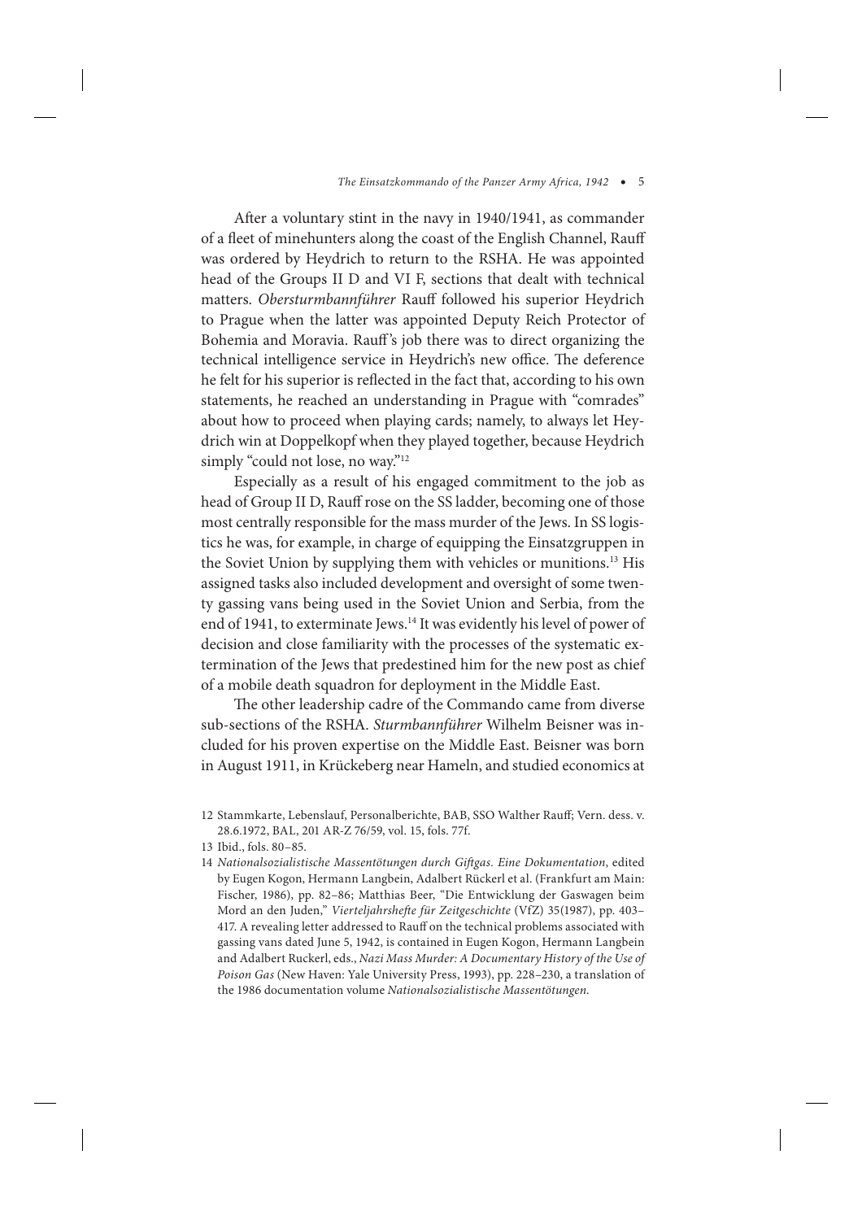After a voluntary stint in the navy in 1940/1941, as commander of a fleet of minehunters along the coast of the English Channel, Rauff was ordered by Heydrich to return to the RSHA. He was appointed head of the Groups II D and VI F, sections that dealt with technical matters. *Obersturmbannführer* Rauff followed his superior Heydrich to Prague when the latter was appointed Deputy Reich Protector of Bohemia and Moravia. Rauff's job there was to direct organizing the technical intelligence service in Heydrich's new office. The deference he felt for his superior is reflected in the fact that, according to his own statements, he reached an understanding in Prague with "comrades" about how to proceed when playing cards; namely, to always let Heydrich win at Doppelkopf when they played together, because Heydrich simply "could not lose, no way."[12]

Especially as a result of his engaged commitment to the job as head of Group II D, Rauff rose on the SS ladder, becoming one of those most centrally responsible for the mass murder of the Jews. In SS logistics he was, for example, in charge of equipping the Einsatzgruppen in the Soviet Union by supplying them with vehicles or munitions.[13] His assigned tasks also included development and oversight of some twenty gassing vans being used in the Soviet Union and Serbia, from the end of 1941, to exterminate Jews.[14] It was evidently his level of power of decision and close familiarity with the processes of the systematic extermination of the Jews that predestined him for the new post as chief of a mobile death squadron for deployment in the Middle East.

The other leadership cadre of the Commando came from diverse sub-sections of the RSHA. *Sturmbannführer* Wilhelm Beisner was included for his proven expertise on the Middle East. Beisner was born in August 1911, in Krückeberg near Hameln, and studied economics at

12 Stammkarte, Lebenslauf, Personalberichte, BAB, SSO Walther Rauff; Vern. dess. v. 28.6.1972, BAL, 201 AR-Z 76/59, vol. 15, fols. 77f.

13 Ibid., fols. 80–85.

14 *Nationalsozialistische Massentötungen durch Giftgas. Eine Dokumentation*, edited by Eugen Kogon, Hermann Langbein, Adalbert Rückerl et al. (Frankfurt am Main: Fischer, 1986), pp. 82–86; Matthias Beer, "Die Entwicklung der Gaswagen beim Mord an den Juden," *Vierteljahrshefte für Zeitgeschichte* (VfZ) 35(1987), pp. 403–417. A revealing letter addressed to Rauff on the technical problems associated with gassing vans dated June 5, 1942, is contained in Eugen Kogon, Hermann Langbein and Adalbert Ruckerl, eds., *Nazi Mass Murder: A Documentary History of the Use of Poison Gas* (New Haven: Yale University Press, 1993), pp. 228–230, a translation of the 1986 documentation volume *Nationalsozialistische Massentötungen*.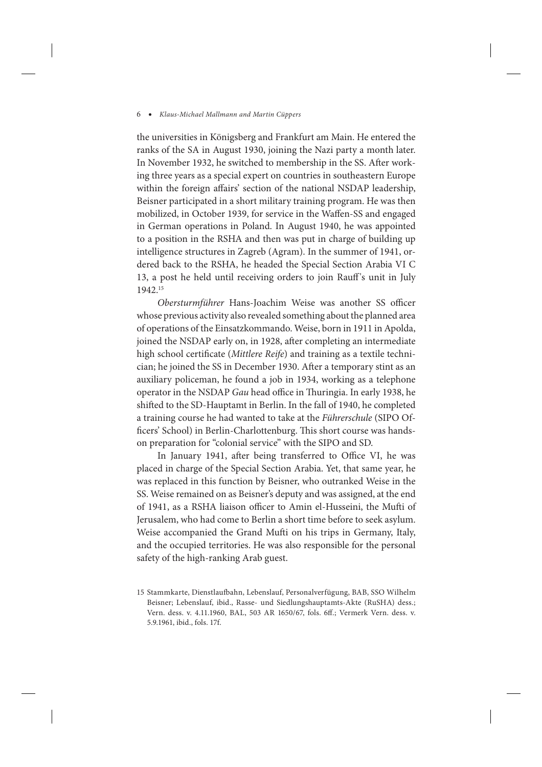the universities in Königsberg and Frankfurt am Main. He entered the ranks of the SA in August 1930, joining the Nazi party a month later. In November 1932, he switched to membership in the SS. After working three years as a special expert on countries in southeastern Europe within the foreign affairs' section of the national NSDAP leadership, Beisner participated in a short military training program. He was then mobilized, in October 1939, for service in the Waffen-SS and engaged in German operations in Poland. In August 1940, he was appointed to a position in the RSHA and then was put in charge of building up intelligence structures in Zagreb (Agram). In the summer of 1941, ordered back to the RSHA, he headed the Special Section Arabia VI C 13, a post he held until receiving orders to join Rauff's unit in July 1942.[15]

*Obersturmführer* Hans-Joachim Weise was another SS officer whose previous activity also revealed something about the planned area of operations of the Einsatzkommando. Weise, born in 1911 in Apolda, joined the NSDAP early on, in 1928, after completing an intermediate high school certificate (*Mittlere Reife*) and training as a textile technician; he joined the SS in December 1930. After a temporary stint as an auxiliary policeman, he found a job in 1934, working as a telephone operator in the NSDAP *Gau* head office in Thuringia. In early 1938, he shifted to the SD-Hauptamt in Berlin. In the fall of 1940, he completed a training course he had wanted to take at the *Führerschule* (SIPO Officers' School) in Berlin-Charlottenburg. This short course was hands-on preparation for "colonial service" with the SIPO and SD.

In January 1941, after being transferred to Office VI, he was placed in charge of the Special Section Arabia. Yet, that same year, he was replaced in this function by Beisner, who outranked Weise in the SS. Weise remained on as Beisner's deputy and was assigned, at the end of 1941, as a RSHA liaison officer to Amin el-Husseini, the Mufti of Jerusalem, who had come to Berlin a short time before to seek asylum. Weise accompanied the Grand Mufti on his trips in Germany, Italy, and the occupied territories. He was also responsible for the personal safety of the high-ranking Arab guest.

15 Stammkarte, Dienstlaufbahn, Lebenslauf, Personalverfügung, BAB, SSO Wilhelm Beisner; Lebenslauf, ibid., Rasse- und Siedlungshauptamts-Akte (RuSHA) dess.; Vern. dess. v. 4.11.1960, BAL, 503 AR 1650/67, fols. 6ff.; Vermerk Vern. dess. v. 5.9.1961, ibid., fols. 17f.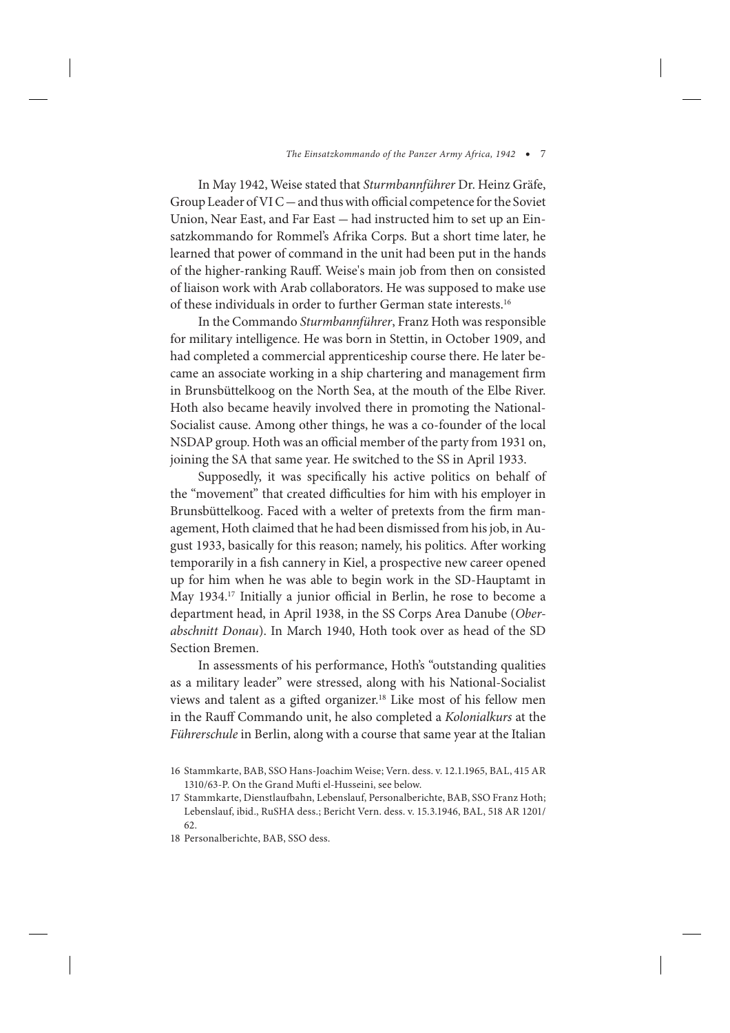In May 1942, Weise stated that *Sturmbannführer* Dr. Heinz Gräfe, Group Leader of VI C — and thus with official competence for the Soviet Union, Near East, and Far East — had instructed him to set up an Einsatzkommando for Rommel's Afrika Corps. But a short time later, he learned that power of command in the unit had been put in the hands of the higher-ranking Rauff. Weise's main job from then on consisted of liaison work with Arab collaborators. He was supposed to make use of these individuals in order to further German state interests.[16]

In the Commando *Sturmbannführer*, Franz Hoth was responsible for military intelligence. He was born in Stettin, in October 1909, and had completed a commercial apprenticeship course there. He later became an associate working in a ship chartering and management firm in Brunsbüttelkoog on the North Sea, at the mouth of the Elbe River. Hoth also became heavily involved there in promoting the National-Socialist cause. Among other things, he was a co-founder of the local NSDAP group. Hoth was an official member of the party from 1931 on, joining the SA that same year. He switched to the SS in April 1933.

Supposedly, it was specifically his active politics on behalf of the "movement" that created difficulties for him with his employer in Brunsbüttelkoog. Faced with a welter of pretexts from the firm management, Hoth claimed that he had been dismissed from his job, in August 1933, basically for this reason; namely, his politics. After working temporarily in a fish cannery in Kiel, a prospective new career opened up for him when he was able to begin work in the SD-Hauptamt in May 1934.[17] Initially a junior official in Berlin, he rose to become a department head, in April 1938, in the SS Corps Area Danube (*Oberabschnitt Donau*). In March 1940, Hoth took over as head of the SD Section Bremen.

In assessments of his performance, Hoth's "outstanding qualities as a military leader" were stressed, along with his National-Socialist views and talent as a gifted organizer.[18] Like most of his fellow men in the Rauff Commando unit, he also completed a *Kolonialkurs* at the *Führerschule* in Berlin, along with a course that same year at the Italian

16 Stammkarte, BAB, SSO Hans-Joachim Weise; Vern. dess. v. 12.1.1965, BAL, 415 AR 1310/63-P. On the Grand Mufti el-Husseini, see below.

17 Stammkarte, Dienstlaufbahn, Lebenslauf, Personalberichte, BAB, SSO Franz Hoth; Lebenslauf, ibid., RuSHA dess.; Bericht Vern. dess. v. 15.3.1946, BAL, 518 AR 1201/62.

18 Personalberichte, BAB, SSO dess.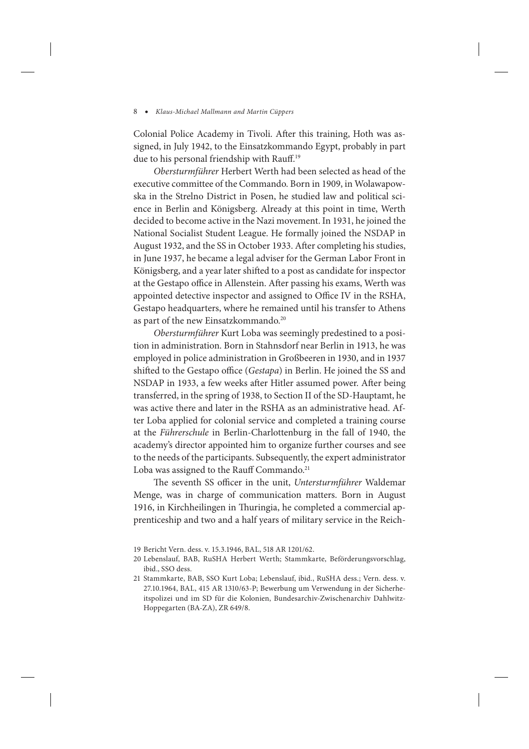Colonial Police Academy in Tivoli. After this training, Hoth was assigned, in July 1942, to the Einsatzkommando Egypt, probably in part due to his personal friendship with Rauff.[19]

*Obersturmführer* Herbert Werth had been selected as head of the executive committee of the Commando. Born in 1909, in Wolawapowska in the Strelno District in Posen, he studied law and political science in Berlin and Königsberg. Already at this point in time, Werth decided to become active in the Nazi movement. In 1931, he joined the National Socialist Student League. He formally joined the NSDAP in August 1932, and the SS in October 1933. After completing his studies, in June 1937, he became a legal adviser for the German Labor Front in Königsberg, and a year later shifted to a post as candidate for inspector at the Gestapo office in Allenstein. After passing his exams, Werth was appointed detective inspector and assigned to Office IV in the RSHA, Gestapo headquarters, where he remained until his transfer to Athens as part of the new Einsatzkommando.[20]

*Obersturmführer* Kurt Loba was seemingly predestined to a position in administration. Born in Stahnsdorf near Berlin in 1913, he was employed in police administration in Großbeeren in 1930, and in 1937 shifted to the Gestapo office (*Gestapa*) in Berlin. He joined the SS and NSDAP in 1933, a few weeks after Hitler assumed power. After being transferred, in the spring of 1938, to Section II of the SD-Hauptamt, he was active there and later in the RSHA as an administrative head. After Loba applied for colonial service and completed a training course at the *Führerschule* in Berlin-Charlottenburg in the fall of 1940, the academy's director appointed him to organize further courses and see to the needs of the participants. Subsequently, the expert administrator Loba was assigned to the Rauff Commando.[21]

The seventh SS officer in the unit, *Untersturmführer* Waldemar Menge, was in charge of communication matters. Born in August 1916, in Kirchheilingen in Thuringia, he completed a commercial apprenticeship and two and a half years of military service in the Reich-

19 Bericht Vern. dess. v. 15.3.1946, BAL, 518 AR 1201/62.

20 Lebenslauf, BAB, RuSHA Herbert Werth; Stammkarte, Beförderungsvorschlag, ibid., SSO dess.

21 Stammkarte, BAB, SSO Kurt Loba; Lebenslauf, ibid., RuSHA dess.; Vern. dess. v. 27.10.1964, BAL, 415 AR 1310/63-P; Bewerbung um Verwendung in der Sicherheitspolizei und im SD für die Kolonien, Bundesarchiv-Zwischenarchiv Dahlwitz-Hoppegarten (BA-ZA), ZR 649/8.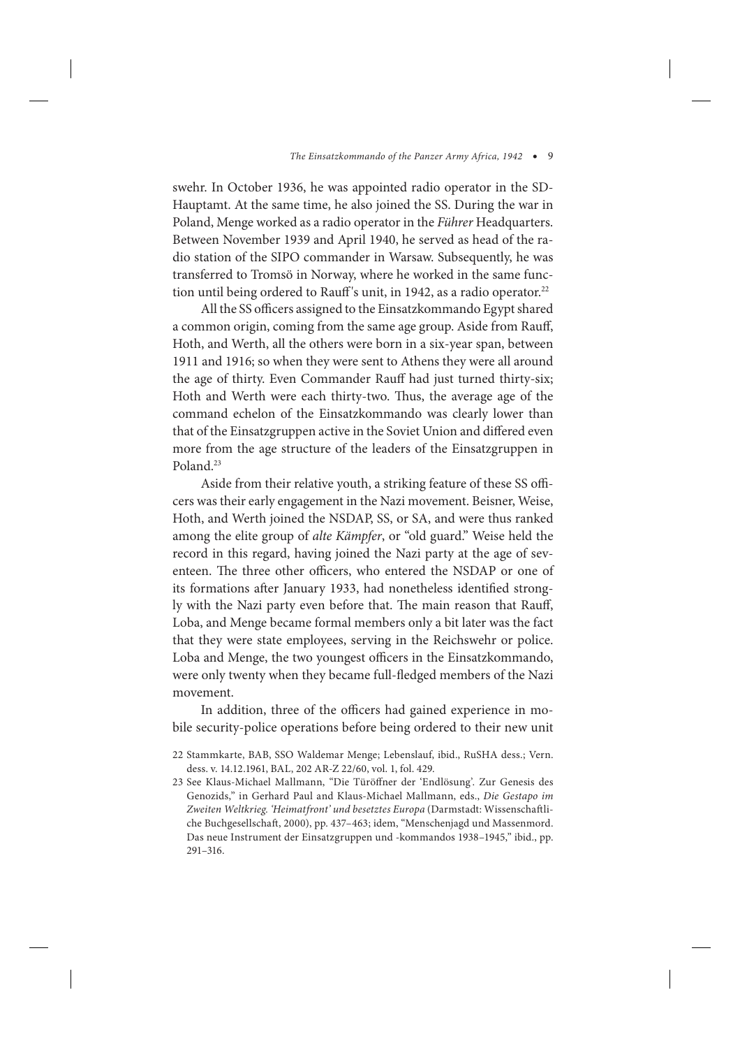swehr. In October 1936, he was appointed radio operator in the SD-Hauptamt. At the same time, he also joined the SS. During the war in Poland, Menge worked as a radio operator in the *Führer* Headquarters. Between November 1939 and April 1940, he served as head of the radio station of the SIPO commander in Warsaw. Subsequently, he was transferred to Tromsö in Norway, where he worked in the same function until being ordered to Rauff's unit, in 1942, as a radio operator.[22]

All the SS officers assigned to the Einsatzkommando Egypt shared a common origin, coming from the same age group. Aside from Rauff, Hoth, and Werth, all the others were born in a six-year span, between 1911 and 1916; so when they were sent to Athens they were all around the age of thirty. Even Commander Rauff had just turned thirty-six; Hoth and Werth were each thirty-two. Thus, the average age of the command echelon of the Einsatzkommando was clearly lower than that of the Einsatzgruppen active in the Soviet Union and differed even more from the age structure of the leaders of the Einsatzgruppen in Poland.[23]

Aside from their relative youth, a striking feature of these SS officers was their early engagement in the Nazi movement. Beisner, Weise, Hoth, and Werth joined the NSDAP, SS, or SA, and were thus ranked among the elite group of *alte Kämpfer*, or "old guard." Weise held the record in this regard, having joined the Nazi party at the age of seventeen. The three other officers, who entered the NSDAP or one of its formations after January 1933, had nonetheless identified strongly with the Nazi party even before that. The main reason that Rauff, Loba, and Menge became formal members only a bit later was the fact that they were state employees, serving in the Reichswehr or police. Loba and Menge, the two youngest officers in the Einsatzkommando, were only twenty when they became full-fledged members of the Nazi movement.

In addition, three of the officers had gained experience in mobile security-police operations before being ordered to their new unit

22 Stammkarte, BAB, SSO Waldemar Menge; Lebenslauf, ibid., RuSHA dess.; Vern. dess. v. 14.12.1961, BAL, 202 AR-Z 22/60, vol. 1, fol. 429.

23 See Klaus-Michael Mallmann, "Die Türöffner der 'Endlösung'. Zur Genesis des Genozids," in Gerhard Paul and Klaus-Michael Mallmann, eds., *Die Gestapo im Zweiten Weltkrieg. 'Heimatfront' und besetztes Europa* (Darmstadt: Wissenschaftliche Buchgesellschaft, 2000), pp. 437–463; idem, "Menschenjagd und Massenmord. Das neue Instrument der Einsatzgruppen und -kommandos 1938–1945," ibid., pp. 291–316.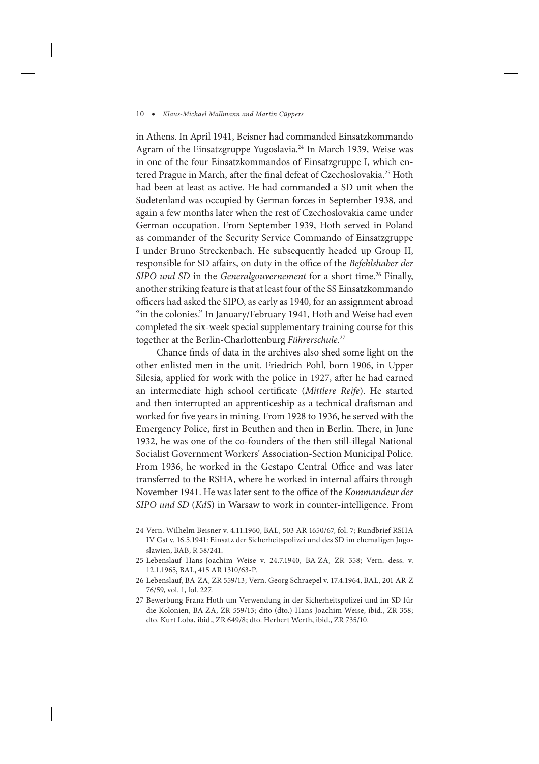in Athens. In April 1941, Beisner had commanded Einsatzkommando Agram of the Einsatzgruppe Yugoslavia.[24] In March 1939, Weise was in one of the four Einsatzkommandos of Einsatzgruppe I, which entered Prague in March, after the final defeat of Czechoslovakia.[25] Hoth had been at least as active. He had commanded a SD unit when the Sudetenland was occupied by German forces in September 1938, and again a few months later when the rest of Czechoslovakia came under German occupation. From September 1939, Hoth served in Poland as commander of the Security Service Commando of Einsatzgruppe I under Bruno Streckenbach. He subsequently headed up Group II, responsible for SD affairs, on duty in the office of the *Befehlshaber der SIPO und SD* in the *Generalgouvernement* for a short time.[26] Finally, another striking feature is that at least four of the SS Einsatzkommando officers had asked the SIPO, as early as 1940, for an assignment abroad "in the colonies." In January/February 1941, Hoth and Weise had even completed the six-week special supplementary training course for this together at the Berlin-Charlottenburg *Führerschule*.[27]

Chance finds of data in the archives also shed some light on the other enlisted men in the unit. Friedrich Pohl, born 1906, in Upper Silesia, applied for work with the police in 1927, after he had earned an intermediate high school certificate (*Mittlere Reife*). He started and then interrupted an apprenticeship as a technical draftsman and worked for five years in mining. From 1928 to 1936, he served with the Emergency Police, first in Beuthen and then in Berlin. There, in June 1932, he was one of the co-founders of the then still-illegal National Socialist Government Workers' Association-Section Municipal Police. From 1936, he worked in the Gestapo Central Office and was later transferred to the RSHA, where he worked in internal affairs through November 1941. He was later sent to the office of the *Kommandeur der SIPO und SD* (*KdS*) in Warsaw to work in counter-intelligence. From

24 Vern. Wilhelm Beisner v. 4.11.1960, BAL, 503 AR 1650/67, fol. 7; Rundbrief RSHA IV Gst v. 16.5.1941: Einsatz der Sicherheitspolizei und des SD im ehemaligen Jugoslawien, BAB, R 58/241.

25 Lebenslauf Hans-Joachim Weise v. 24.7.1940, BA-ZA, ZR 358; Vern. dess. v. 12.1.1965, BAL, 415 AR 1310/63-P.

26 Lebenslauf, BA-ZA, ZR 559/13; Vern. Georg Schraepel v. 17.4.1964, BAL, 201 AR-Z 76/59, vol. 1, fol. 227.

27 Bewerbung Franz Hoth um Verwendung in der Sicherheitspolizei und im SD für die Kolonien, BA-ZA, ZR 559/13; dito (dto.) Hans-Joachim Weise, ibid., ZR 358; dto. Kurt Loba, ibid., ZR 649/8; dto. Herbert Werth, ibid., ZR 735/10.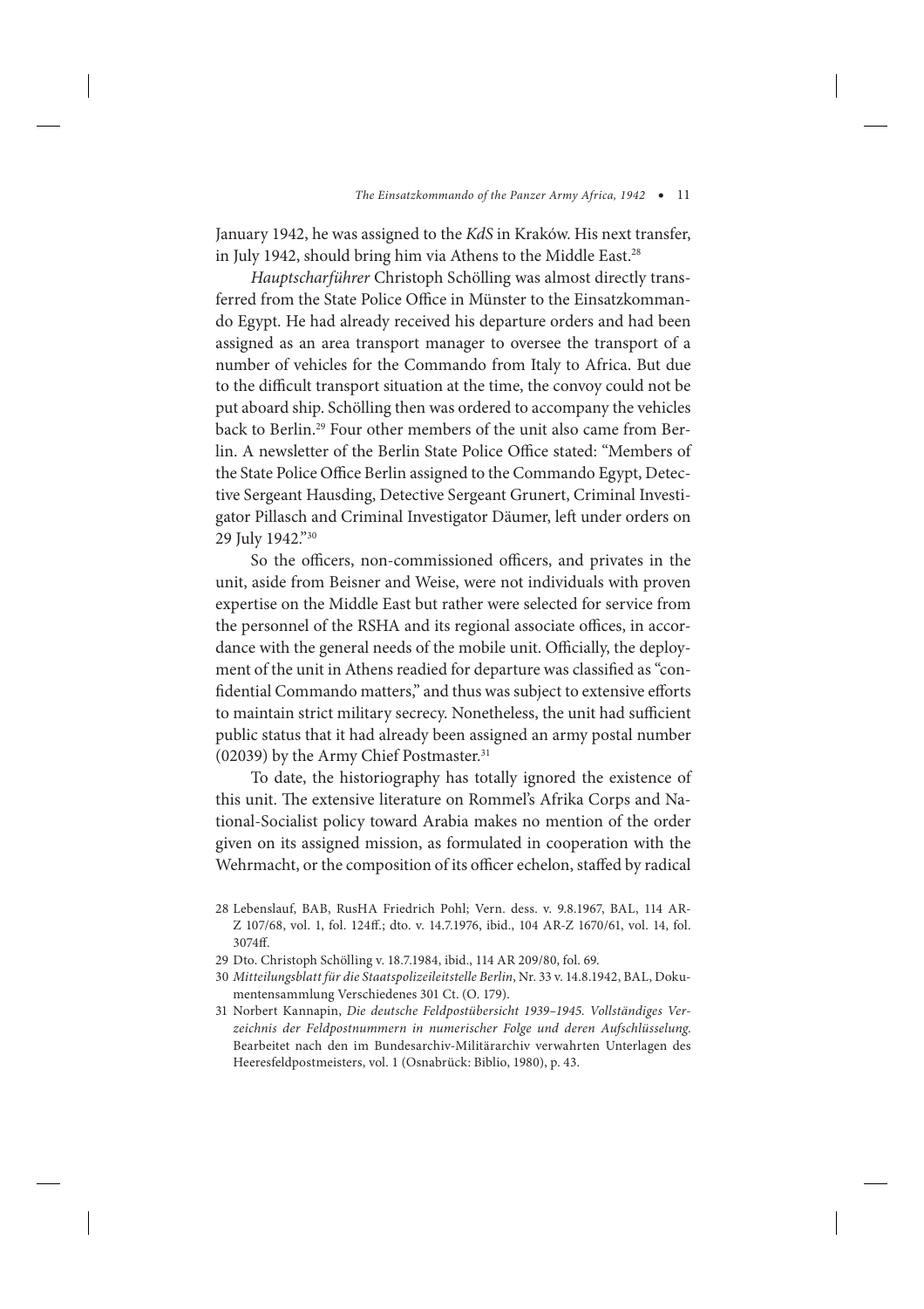January 1942, he was assigned to the *KdS* in Kraków. His next transfer, in July 1942, should bring him via Athens to the Middle East.[28]

*Hauptscharführer* Christoph Schölling was almost directly transferred from the State Police Office in Münster to the Einsatzkommando Egypt. He had already received his departure orders and had been assigned as an area transport manager to oversee the transport of a number of vehicles for the Commando from Italy to Africa. But due to the difficult transport situation at the time, the convoy could not be put aboard ship. Schölling then was ordered to accompany the vehicles back to Berlin.[29] Four other members of the unit also came from Berlin. A newsletter of the Berlin State Police Office stated: "Members of the State Police Office Berlin assigned to the Commando Egypt, Detective Sergeant Hausding, Detective Sergeant Grunert, Criminal Investigator Pillasch and Criminal Investigator Däumer, left under orders on 29 July 1942."[30]

So the officers, non-commissioned officers, and privates in the unit, aside from Beisner and Weise, were not individuals with proven expertise on the Middle East but rather were selected for service from the personnel of the RSHA and its regional associate offices, in accordance with the general needs of the mobile unit. Officially, the deployment of the unit in Athens readied for departure was classified as "confidential Commando matters," and thus was subject to extensive efforts to maintain strict military secrecy. Nonetheless, the unit had sufficient public status that it had already been assigned an army postal number (02039) by the Army Chief Postmaster.[31]

To date, the historiography has totally ignored the existence of this unit. The extensive literature on Rommel's Afrika Corps and National-Socialist policy toward Arabia makes no mention of the order given on its assigned mission, as formulated in cooperation with the Wehrmacht, or the composition of its officer echelon, staffed by radical

28 Lebenslauf, BAB, RusHA Friedrich Pohl; Vern. dess. v. 9.8.1967, BAL, 114 AR-Z 107/68, vol. 1, fol. 124ff.; dto. v. 14.7.1976, ibid., 104 AR-Z 1670/61, vol. 14, fol. 3074ff.

29 Dto. Christoph Schölling v. 18.7.1984, ibid., 114 AR 209/80, fol. 69.

30 *Mitteilungsblatt für die Staatspolizeileitstelle Berlin*, Nr. 33 v. 14.8.1942, BAL, Dokumentensammlung Verschiedenes 301 Ct. (O. 179).

31 Norbert Kannapin, *Die deutsche Feldpostübersicht 1939–1945. Vollständiges Verzeichnis der Feldpostnummern in numerischer Folge und deren Aufschlüsselung*. Bearbeitet nach den im Bundesarchiv-Militärarchiv verwahrten Unterlagen des Heeresfeldpostmeisters, vol. 1 (Osnabrück: Biblio, 1980), p. 43.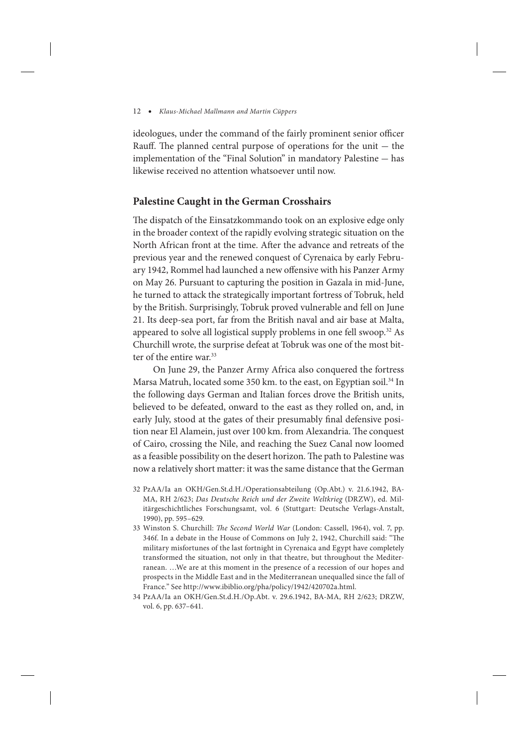ideologues, under the command of the fairly prominent senior officer Rauff. The planned central purpose of operations for the unit — the implementation of the "Final Solution" in mandatory Palestine — has likewise received no attention whatsoever until now.

## Palestine Caught in the German Crosshairs

The dispatch of the Einsatzkommando took on an explosive edge only in the broader context of the rapidly evolving strategic situation on the North African front at the time. After the advance and retreats of the previous year and the renewed conquest of Cyrenaica by early February 1942, Rommel had launched a new offensive with his Panzer Army on May 26. Pursuant to capturing the position in Gazala in mid-June, he turned to attack the strategically important fortress of Tobruk, held by the British. Surprisingly, Tobruk proved vulnerable and fell on June 21. Its deep-sea port, far from the British naval and air base at Malta, appeared to solve all logistical supply problems in one fell swoop.[32] As Churchill wrote, the surprise defeat at Tobruk was one of the most bitter of the entire war.[33]

On June 29, the Panzer Army Africa also conquered the fortress Marsa Matruh, located some 350 km. to the east, on Egyptian soil.[34] In the following days German and Italian forces drove the British units, believed to be defeated, onward to the east as they rolled on, and, in early July, stood at the gates of their presumably final defensive position near El Alamein, just over 100 km. from Alexandria. The conquest of Cairo, crossing the Nile, and reaching the Suez Canal now loomed as a feasible possibility on the desert horizon. The path to Palestine was now a relatively short matter: it was the same distance that the German

32 PzAA/Ia an OKH/Gen.St.d.H./Operationsabteilung (Op.Abt.) v. 21.6.1942, BA-MA, RH 2/623; *Das Deutsche Reich und der Zweite Weltkrieg* (DRZW), ed. Militärgeschichtliches Forschungsamt, vol. 6 (Stuttgart: Deutsche Verlags-Anstalt, 1990), pp. 595–629.

33 Winston S. Churchill: *The Second World War* (London: Cassell, 1964), vol. 7, pp. 346f. In a debate in the House of Commons on July 2, 1942, Churchill said: "The military misfortunes of the last fortnight in Cyrenaica and Egypt have completely transformed the situation, not only in that theatre, but throughout the Mediterranean. …We are at this moment in the presence of a recession of our hopes and prospects in the Middle East and in the Mediterranean unequalled since the fall of France." See http://www.ibiblio.org/pha/policy/1942/420702a.html.

34 PzAA/Ia an OKH/Gen.St.d.H./Op.Abt. v. 29.6.1942, BA-MA, RH 2/623; DRZW, vol. 6, pp. 637–641.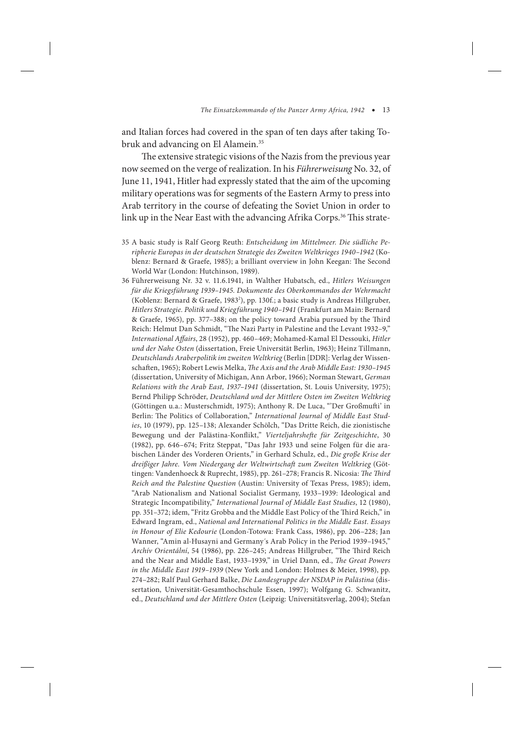and Italian forces had covered in the span of ten days after taking Tobruk and advancing on El Alamein.[35]

The extensive strategic visions of the Nazis from the previous year now seemed on the verge of realization. In his *Führerweisung* No. 32, of June 11, 1941, Hitler had expressly stated that the aim of the upcoming military operations was for segments of the Eastern Army to press into Arab territory in the course of defeating the Soviet Union in order to link up in the Near East with the advancing Afrika Corps.[36] This strate-

35 A basic study is Ralf Georg Reuth: *Entscheidung im Mittelmeer. Die südliche Peripherie Europas in der deutschen Strategie des Zweiten Weltkrieges 1940–1942* (Koblenz: Bernard & Graefe, 1985); a brilliant overview in John Keegan: The Second World War (London: Hutchinson, 1989).

36 Führerweisung Nr. 32 v. 11.6.1941, in Walther Hubatsch, ed., *Hitlers Weisungen für die Kriegsführung 1939–1945. Dokumente des Oberkommandos der Wehrmacht* (Koblenz: Bernard & Graefe, 1983[2]), pp. 130f.; a basic study is Andreas Hillgruber, *Hitlers Strategie. Politik und Kriegführung 1940–1941* (Frankfurt am Main: Bernard & Graefe, 1965), pp. 377–388; on the policy toward Arabia pursued by the Third Reich: Helmut Dan Schmidt, "The Nazi Party in Palestine and the Levant 1932–9," *International Affairs*, 28 (1952), pp. 460–469; Mohamed-Kamal El Dessouki, *Hitler und der Nahe Osten* (dissertation, Freie Universität Berlin, 1963); Heinz Tillmann, *Deutschlands Araberpolitik im zweiten Weltkrieg* (Berlin [DDR]: Verlag der Wissenschaften, 1965); Robert Lewis Melka, *The Axis and the Arab Middle East: 1930–1945* (dissertation, University of Michigan, Ann Arbor, 1966); Norman Stewart, *German Relations with the Arab East, 1937–1941* (dissertation, St. Louis University, 1975); Bernd Philipp Schröder, *Deutschland und der Mittlere Osten im Zweiten Weltkrieg* (Göttingen u.a.: Musterschmidt, 1975); Anthony R. De Luca, "'Der Großmufti' in Berlin: The Politics of Collaboration," *International Journal of Middle East Studies*, 10 (1979), pp. 125–138; Alexander Schölch, "Das Dritte Reich, die zionistische Bewegung und der Palästina-Konflikt," *Vierteljahrshefte für Zeitgeschichte*, 30 (1982), pp. 646–674; Fritz Steppat, "Das Jahr 1933 und seine Folgen für die arabischen Länder des Vorderen Orients," in Gerhard Schulz, ed., *Die große Krise der dreißiger Jahre. Vom Niedergang der Weltwirtschaft zum Zweiten Weltkrieg* (Göttingen: Vandenhoeck & Ruprecht, 1985), pp. 261–278; Francis R. Nicosia: *The Third Reich and the Palestine Question* (Austin: University of Texas Press, 1985); idem, "Arab Nationalism and National Socialist Germany, 1933–1939: Ideological and Strategic Incompatibility," *International Journal of Middle East Studies*, 12 (1980), pp. 351–372; idem, "Fritz Grobba and the Middle East Policy of the Third Reich," in Edward Ingram, ed., *National and International Politics in the Middle East. Essays in Honour of Elie Kedourie* (London-Totowa: Frank Cass, 1986), pp. 206–228; Jan Wanner, "Amin al-Husayni and Germany's Arab Policy in the Period 1939–1945," *Archív Orientální*, 54 (1986), pp. 226–245; Andreas Hillgruber, "The Third Reich and the Near and Middle East, 1933–1939," in Uriel Dann, ed., *The Great Powers in the Middle East 1919–1939* (New York and London: Holmes & Meier, 1998), pp. 274–282; Ralf Paul Gerhard Balke, *Die Landesgruppe der NSDAP in Palästina* (dissertation, Universität-Gesamthochschule Essen, 1997); Wolfgang G. Schwanitz, ed., *Deutschland und der Mittlere Osten* (Leipzig: Universitätsverlag, 2004); Stefan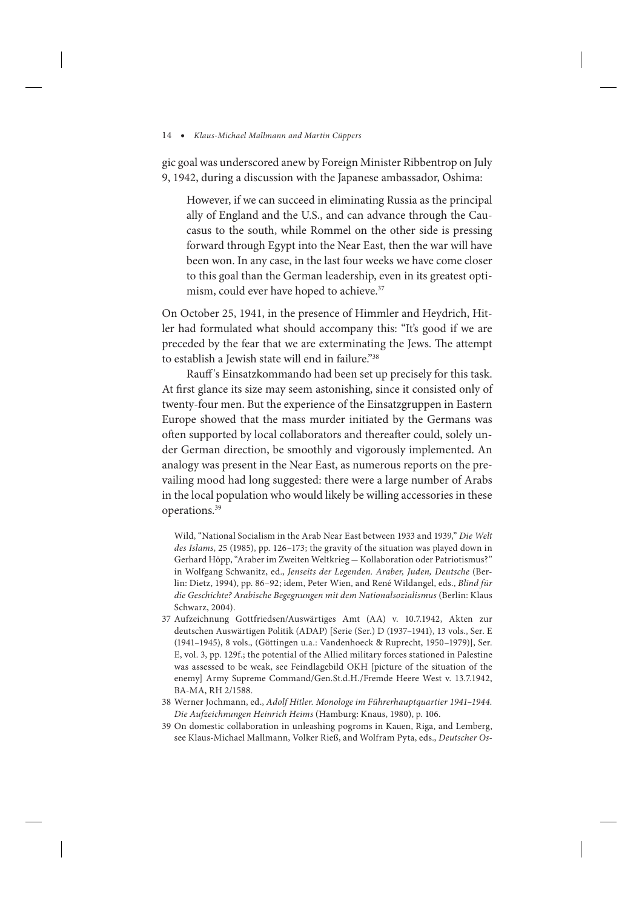gic goal was underscored anew by Foreign Minister Ribbentrop on July 9, 1942, during a discussion with the Japanese ambassador, Oshima:

> However, if we can succeed in eliminating Russia as the principal ally of England and the U.S., and can advance through the Caucasus to the south, while Rommel on the other side is pressing forward through Egypt into the Near East, then the war will have been won. In any case, in the last four weeks we have come closer to this goal than the German leadership, even in its greatest optimism, could ever have hoped to achieve.[37]

On October 25, 1941, in the presence of Himmler and Heydrich, Hitler had formulated what should accompany this: "It's good if we are preceded by the fear that we are exterminating the Jews. The attempt to establish a Jewish state will end in failure."[38]

Rauff's Einsatzkommando had been set up precisely for this task. At first glance its size may seem astonishing, since it consisted only of twenty-four men. But the experience of the Einsatzgruppen in Eastern Europe showed that the mass murder initiated by the Germans was often supported by local collaborators and thereafter could, solely under German direction, be smoothly and vigorously implemented. An analogy was present in the Near East, as numerous reports on the prevailing mood had long suggested: there were a large number of Arabs in the local population who would likely be willing accessories in these operations.[39]

---

Wild, "National Socialism in the Arab Near East between 1933 and 1939," *Die Welt des Islams*, 25 (1985), pp. 126–173; the gravity of the situation was played down in Gerhard Höpp, "Araber im Zweiten Weltkrieg — Kollaboration oder Patriotismus?" in Wolfgang Schwanitz, ed., *Jenseits der Legenden. Araber, Juden, Deutsche* (Berlin: Dietz, 1994), pp. 86–92; idem, Peter Wien, and René Wildangel, eds., *Blind für die Geschichte? Arabische Begegnungen mit dem Nationalsozialismus* (Berlin: Klaus Schwarz, 2004).

37 Aufzeichnung Gottfriedsen/Auswärtiges Amt (AA) v. 10.7.1942, Akten zur deutschen Auswärtigen Politik (ADAP) [Serie (Ser.) D (1937–1941), 13 vols., Ser. E (1941–1945), 8 vols., (Göttingen u.a.: Vandenhoeck & Ruprecht, 1950–1979)], Ser. E, vol. 3, pp. 129f.; the potential of the Allied military forces stationed in Palestine was assessed to be weak, see Feindlagebild OKH [picture of the situation of the enemy] Army Supreme Command/Gen.St.d.H./Fremde Heere West v. 13.7.1942, BA-MA, RH 2/1588.

38 Werner Jochmann, ed., *Adolf Hitler. Monologe im Führerhauptquartier 1941–1944. Die Aufzeichnungen Heinrich Heims* (Hamburg: Knaus, 1980), p. 106.

39 On domestic collaboration in unleashing pogroms in Kauen, Riga, and Lemberg, see Klaus-Michael Mallmann, Volker Rieß, and Wolfram Pyta, eds., *Deutscher Os-*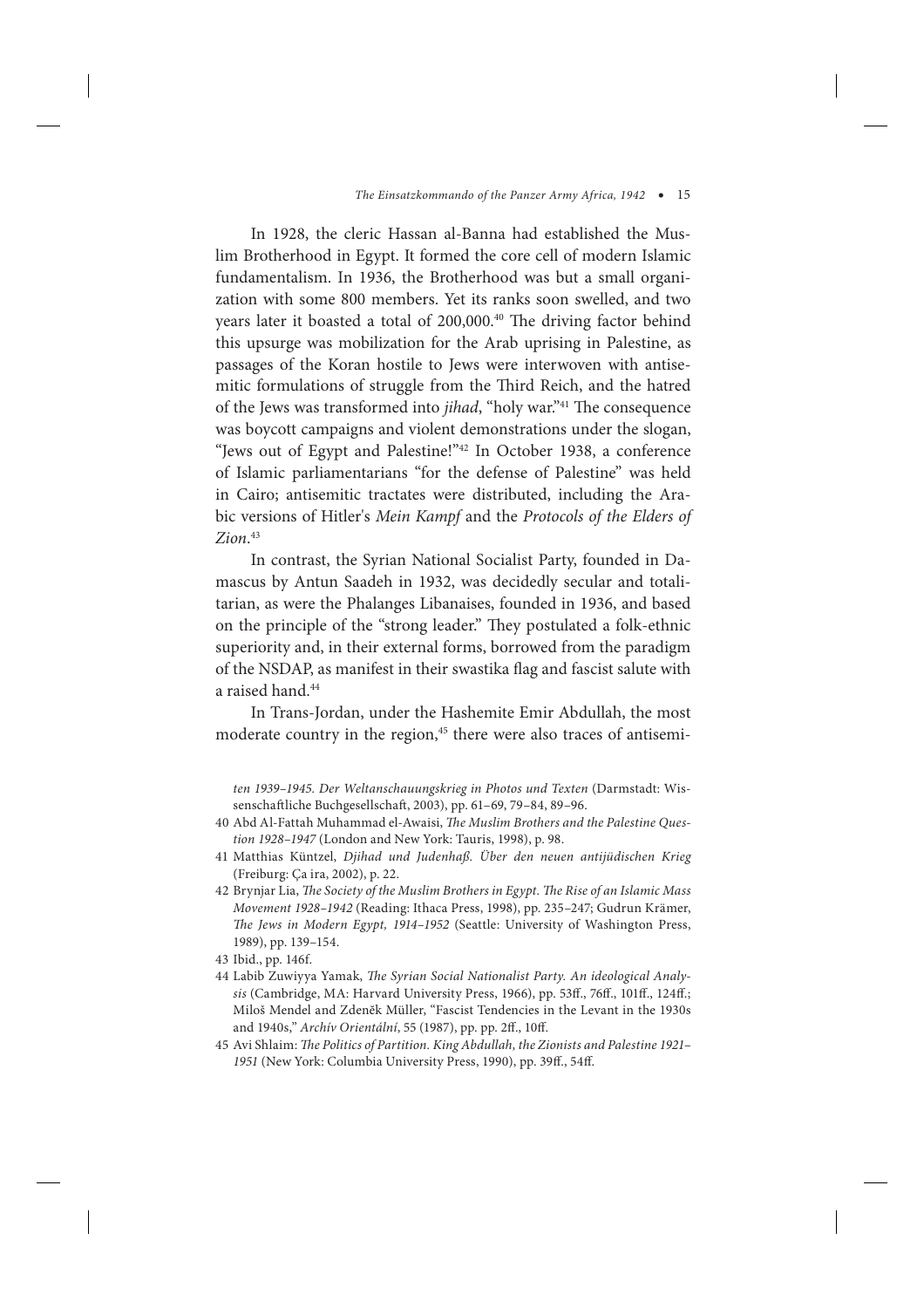In 1928, the cleric Hassan al-Banna had established the Muslim Brotherhood in Egypt. It formed the core cell of modern Islamic fundamentalism. In 1936, the Brotherhood was but a small organization with some 800 members. Yet its ranks soon swelled, and two years later it boasted a total of 200,000.[40] The driving factor behind this upsurge was mobilization for the Arab uprising in Palestine, as passages of the Koran hostile to Jews were interwoven with antisemitic formulations of struggle from the Third Reich, and the hatred of the Jews was transformed into *jihad*, "holy war."[41] The consequence was boycott campaigns and violent demonstrations under the slogan, "Jews out of Egypt and Palestine!"[42] In October 1938, a conference of Islamic parliamentarians "for the defense of Palestine" was held in Cairo; antisemitic tractates were distributed, including the Arabic versions of Hitler's *Mein Kampf* and the *Protocols of the Elders of Zion*.[43]

In contrast, the Syrian National Socialist Party, founded in Damascus by Antun Saadeh in 1932, was decidedly secular and totalitarian, as were the Phalanges Libanaises, founded in 1936, and based on the principle of the "strong leader." They postulated a folk-ethnic superiority and, in their external forms, borrowed from the paradigm of the NSDAP, as manifest in their swastika flag and fascist salute with a raised hand.[44]

In Trans-Jordan, under the Hashemite Emir Abdullah, the most moderate country in the region,[45] there were also traces of antisemi-

*ten 1939–1945. Der Weltanschauungskrieg in Photos und Texten* (Darmstadt: Wissenschaftliche Buchgesellschaft, 2003), pp. 61–69, 79–84, 89–96.

40 Abd Al-Fattah Muhammad el-Awaisi, *The Muslim Brothers and the Palestine Question 1928–1947* (London and New York: Tauris, 1998), p. 98.

41 Matthias Küntzel, *Djihad und Judenhaß. Über den neuen antijüdischen Krieg* (Freiburg: Ça ira, 2002), p. 22.

42 Brynjar Lia, *The Society of the Muslim Brothers in Egypt. The Rise of an Islamic Mass Movement 1928–1942* (Reading: Ithaca Press, 1998), pp. 235–247; Gudrun Krämer, *The Jews in Modern Egypt, 1914–1952* (Seattle: University of Washington Press, 1989), pp. 139–154.

43 Ibid., pp. 146f.

44 Labib Zuwiyya Yamak, *The Syrian Social Nationalist Party. An ideological Analysis* (Cambridge, MA: Harvard University Press, 1966), pp. 53ff., 76ff., 101ff., 124ff.; Miloš Mendel and Zdeněk Müller, "Fascist Tendencies in the Levant in the 1930s and 1940s," *Archív Orientální*, 55 (1987), pp. pp. 2ff., 10ff.

45 Avi Shlaim: *The Politics of Partition. King Abdullah, the Zionists and Palestine 1921–1951* (New York: Columbia University Press, 1990), pp. 39ff., 54ff.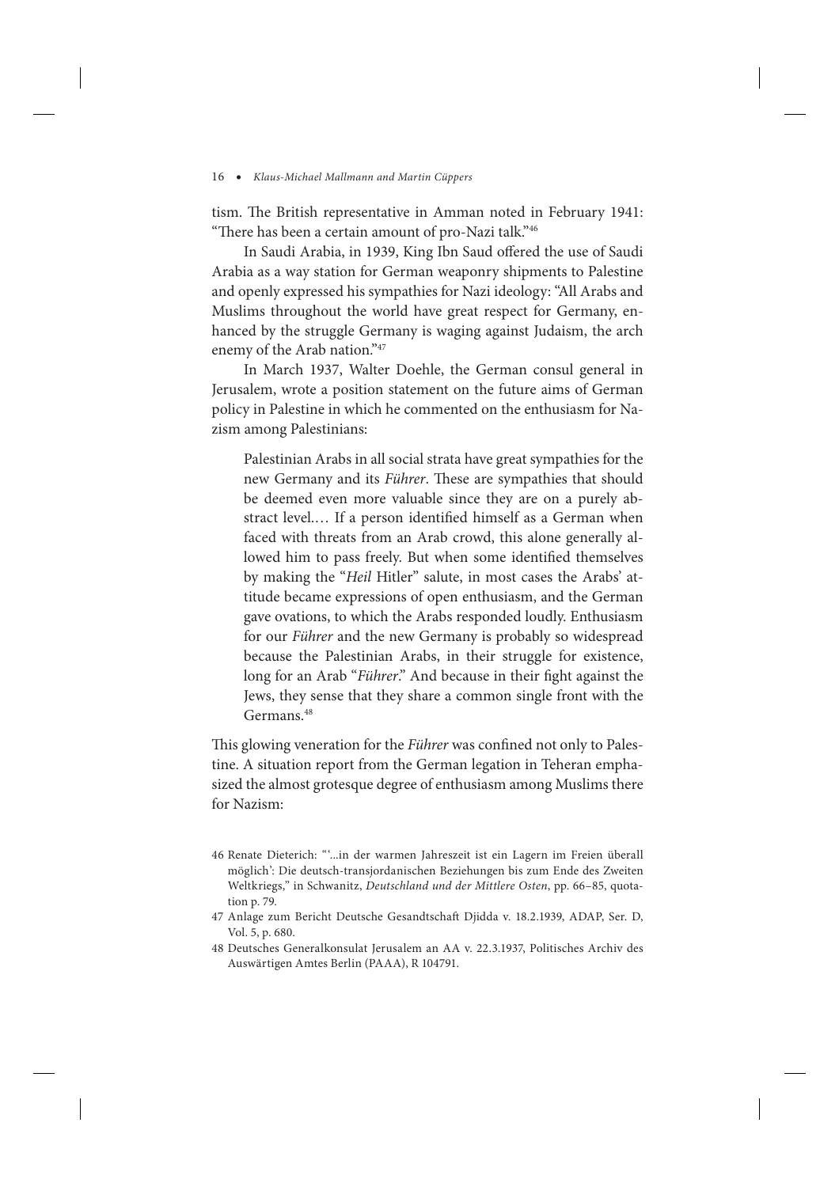tism. The British representative in Amman noted in February 1941: "There has been a certain amount of pro-Nazi talk."[46]

In Saudi Arabia, in 1939, King Ibn Saud offered the use of Saudi Arabia as a way station for German weaponry shipments to Palestine and openly expressed his sympathies for Nazi ideology: "All Arabs and Muslims throughout the world have great respect for Germany, enhanced by the struggle Germany is waging against Judaism, the arch enemy of the Arab nation."[47]

In March 1937, Walter Doehle, the German consul general in Jerusalem, wrote a position statement on the future aims of German policy in Palestine in which he commented on the enthusiasm for Nazism among Palestinians:

> Palestinian Arabs in all social strata have great sympathies for the new Germany and its *Führer*. These are sympathies that should be deemed even more valuable since they are on a purely abstract level.… If a person identified himself as a German when faced with threats from an Arab crowd, this alone generally allowed him to pass freely. But when some identified themselves by making the "*Heil* Hitler" salute, in most cases the Arabs' attitude became expressions of open enthusiasm, and the German gave ovations, to which the Arabs responded loudly. Enthusiasm for our *Führer* and the new Germany is probably so widespread because the Palestinian Arabs, in their struggle for existence, long for an Arab "*Führer*." And because in their fight against the Jews, they sense that they share a common single front with the Germans.[48]

This glowing veneration for the *Führer* was confined not only to Palestine. A situation report from the German legation in Teheran emphasized the almost grotesque degree of enthusiasm among Muslims there for Nazism:

---

46 Renate Dieterich: "'...in der warmen Jahreszeit ist ein Lagern im Freien überall möglich': Die deutsch-transjordanischen Beziehungen bis zum Ende des Zweiten Weltkriegs," in Schwanitz, *Deutschland und der Mittlere Osten*, pp. 66–85, quotation p. 79.

47 Anlage zum Bericht Deutsche Gesandtschaft Djidda v. 18.2.1939, ADAP, Ser. D, Vol. 5, p. 680.

48 Deutsches Generalkonsulat Jerusalem an AA v. 22.3.1937, Politisches Archiv des Auswärtigen Amtes Berlin (PAAA), R 104791.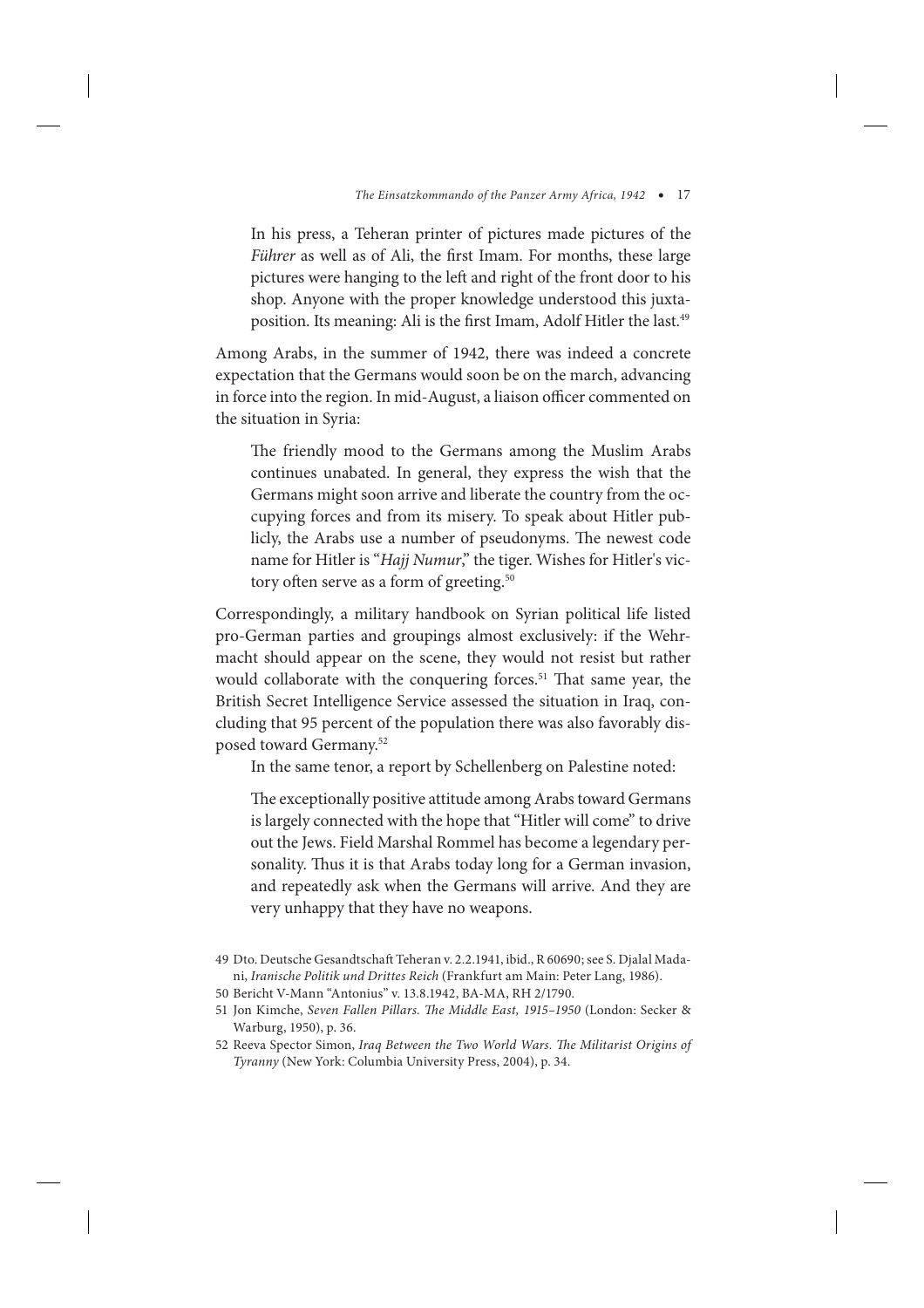> In his press, a Teheran printer of pictures made pictures of the *Führer* as well as of Ali, the first Imam. For months, these large pictures were hanging to the left and right of the front door to his shop. Anyone with the proper knowledge understood this juxtaposition. Its meaning: Ali is the first Imam, Adolf Hitler the last.[49]

Among Arabs, in the summer of 1942, there was indeed a concrete expectation that the Germans would soon be on the march, advancing in force into the region. In mid-August, a liaison officer commented on the situation in Syria:

> The friendly mood to the Germans among the Muslim Arabs continues unabated. In general, they express the wish that the Germans might soon arrive and liberate the country from the occupying forces and from its misery. To speak about Hitler publicly, the Arabs use a number of pseudonyms. The newest code name for Hitler is "*Hajj Numur*," the tiger. Wishes for Hitler's victory often serve as a form of greeting.[50]

Correspondingly, a military handbook on Syrian political life listed pro-German parties and groupings almost exclusively: if the Wehrmacht should appear on the scene, they would not resist but rather would collaborate with the conquering forces.[51] That same year, the British Secret Intelligence Service assessed the situation in Iraq, concluding that 95 percent of the population there was also favorably disposed toward Germany.[52]

In the same tenor, a report by Schellenberg on Palestine noted:

> The exceptionally positive attitude among Arabs toward Germans is largely connected with the hope that "Hitler will come" to drive out the Jews. Field Marshal Rommel has become a legendary personality. Thus it is that Arabs today long for a German invasion, and repeatedly ask when the Germans will arrive. And they are very unhappy that they have no weapons.

---

49 Dto. Deutsche Gesandtschaft Teheran v. 2.2.1941, ibid., R 60690; see S. Djalal Madani, *Iranische Politik und Drittes Reich* (Frankfurt am Main: Peter Lang, 1986).

50 Bericht V-Mann "Antonius" v. 13.8.1942, BA-MA, RH 2/1790.

51 Jon Kimche, *Seven Fallen Pillars. The Middle East, 1915–1950* (London: Secker & Warburg, 1950), p. 36.

52 Reeva Spector Simon, *Iraq Between the Two World Wars. The Militarist Origins of Tyranny* (New York: Columbia University Press, 2004), p. 34.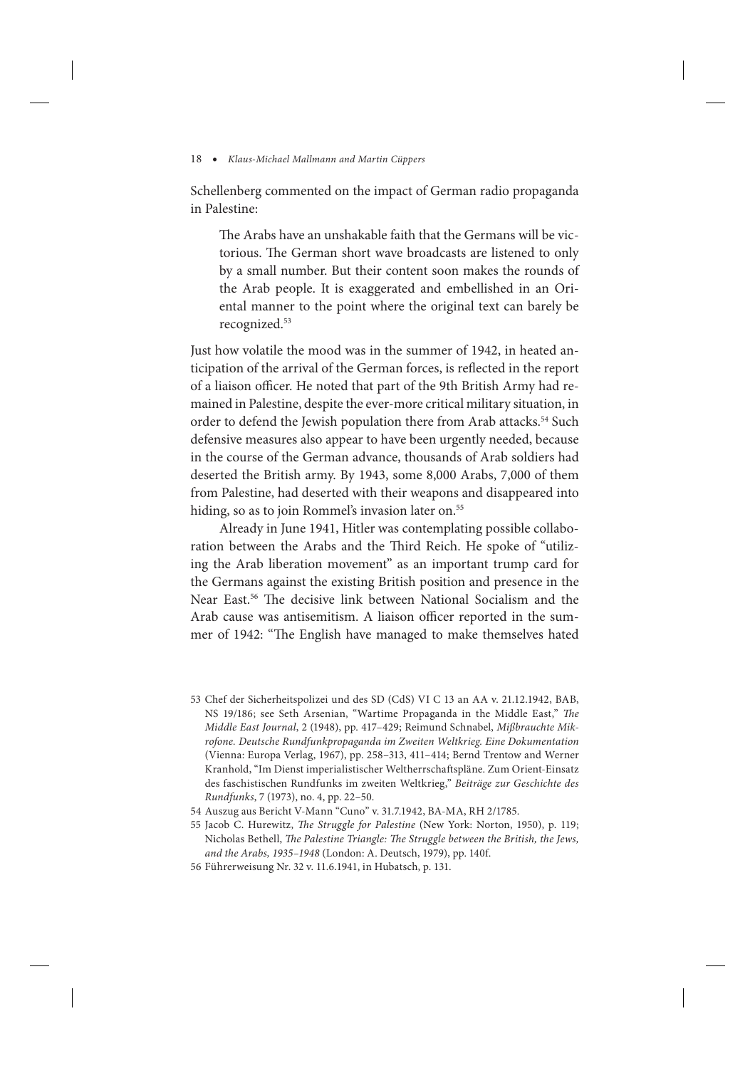Schellenberg commented on the impact of German radio propaganda in Palestine:

> The Arabs have an unshakable faith that the Germans will be victorious. The German short wave broadcasts are listened to only by a small number. But their content soon makes the rounds of the Arab people. It is exaggerated and embellished in an Oriental manner to the point where the original text can barely be recognized.[53]

Just how volatile the mood was in the summer of 1942, in heated anticipation of the arrival of the German forces, is reflected in the report of a liaison officer. He noted that part of the 9th British Army had remained in Palestine, despite the ever-more critical military situation, in order to defend the Jewish population there from Arab attacks.[54] Such defensive measures also appear to have been urgently needed, because in the course of the German advance, thousands of Arab soldiers had deserted the British army. By 1943, some 8,000 Arabs, 7,000 of them from Palestine, had deserted with their weapons and disappeared into hiding, so as to join Rommel's invasion later on.[55]

Already in June 1941, Hitler was contemplating possible collaboration between the Arabs and the Third Reich. He spoke of "utilizing the Arab liberation movement" as an important trump card for the Germans against the existing British position and presence in the Near East.[56] The decisive link between National Socialism and the Arab cause was antisemitism. A liaison officer reported in the summer of 1942: "The English have managed to make themselves hated

---

53 Chef der Sicherheitspolizei und des SD (CdS) VI C 13 an AA v. 21.12.1942, BAB, NS 19/186; see Seth Arsenian, "Wartime Propaganda in the Middle East," *The Middle East Journal*, 2 (1948), pp. 417–429; Reimund Schnabel, *Mißbrauchte Mikrofone. Deutsche Rundfunkpropaganda im Zweiten Weltkrieg. Eine Dokumentation* (Vienna: Europa Verlag, 1967), pp. 258–313, 411–414; Bernd Trentow and Werner Kranhold, "Im Dienst imperialistischer Weltherrschaftspläne. Zum Orient-Einsatz des faschistischen Rundfunks im zweiten Weltkrieg," *Beiträge zur Geschichte des Rundfunks*, 7 (1973), no. 4, pp. 22–50.

54 Auszug aus Bericht V-Mann "Cuno" v. 31.7.1942, BA-MA, RH 2/1785.

55 Jacob C. Hurewitz, *The Struggle for Palestine* (New York: Norton, 1950), p. 119; Nicholas Bethell, *The Palestine Triangle: The Struggle between the British, the Jews, and the Arabs, 1935–1948* (London: A. Deutsch, 1979), pp. 140f.

56 Führerweisung Nr. 32 v. 11.6.1941, in Hubatsch, p. 131.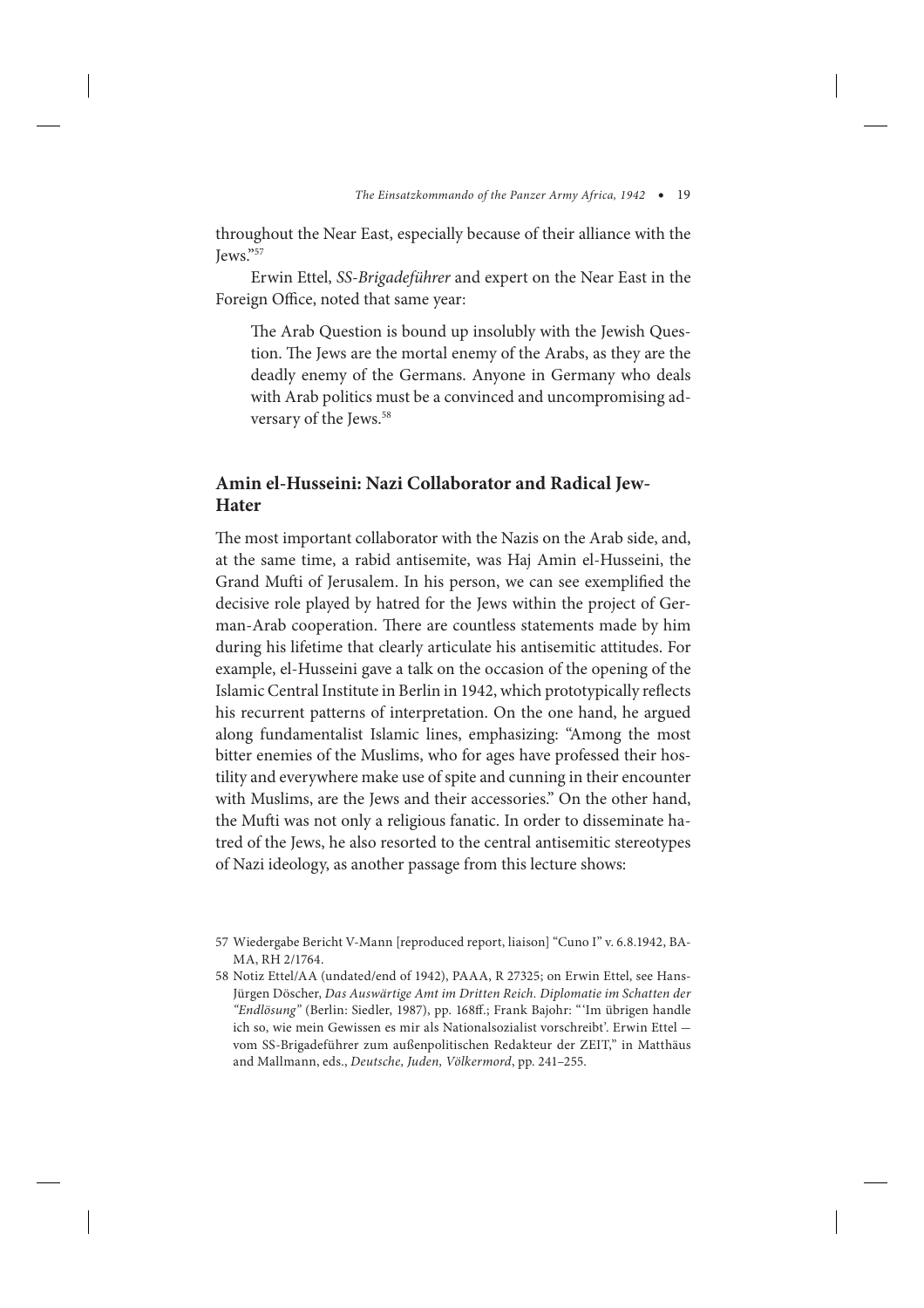throughout the Near East, especially because of their alliance with the Jews."[57]

Erwin Ettel, *SS-Brigadeführer* and expert on the Near East in the Foreign Office, noted that same year:

> The Arab Question is bound up insolubly with the Jewish Question. The Jews are the mortal enemy of the Arabs, as they are the deadly enemy of the Germans. Anyone in Germany who deals with Arab politics must be a convinced and uncompromising adversary of the Jews.[58]

## Amin el-Husseini: Nazi Collaborator and Radical Jew-Hater

The most important collaborator with the Nazis on the Arab side, and, at the same time, a rabid antisemite, was Haj Amin el-Husseini, the Grand Mufti of Jerusalem. In his person, we can see exemplified the decisive role played by hatred for the Jews within the project of German-Arab cooperation. There are countless statements made by him during his lifetime that clearly articulate his antisemitic attitudes. For example, el-Husseini gave a talk on the occasion of the opening of the Islamic Central Institute in Berlin in 1942, which prototypically reflects his recurrent patterns of interpretation. On the one hand, he argued along fundamentalist Islamic lines, emphasizing: "Among the most bitter enemies of the Muslims, who for ages have professed their hostility and everywhere make use of spite and cunning in their encounter with Muslims, are the Jews and their accessories." On the other hand, the Mufti was not only a religious fanatic. In order to disseminate hatred of the Jews, he also resorted to the central antisemitic stereotypes of Nazi ideology, as another passage from this lecture shows:

---

57 Wiedergabe Bericht V-Mann [reproduced report, liaison] "Cuno I" v. 6.8.1942, BA-MA, RH 2/1764.

58 Notiz Ettel/AA (undated/end of 1942), PAAA, R 27325; on Erwin Ettel, see Hans-Jürgen Döscher, *Das Auswärtige Amt im Dritten Reich. Diplomatie im Schatten der "Endlösung"* (Berlin: Siedler, 1987), pp. 168ff.; Frank Bajohr: "'Im übrigen handle ich so, wie mein Gewissen es mir als Nationalsozialist vorschreibt'. Erwin Ettel — vom SS-Brigadeführer zum außenpolitischen Redakteur der ZEIT," in Matthäus and Mallmann, eds., *Deutsche, Juden, Völkermord*, pp. 241–255.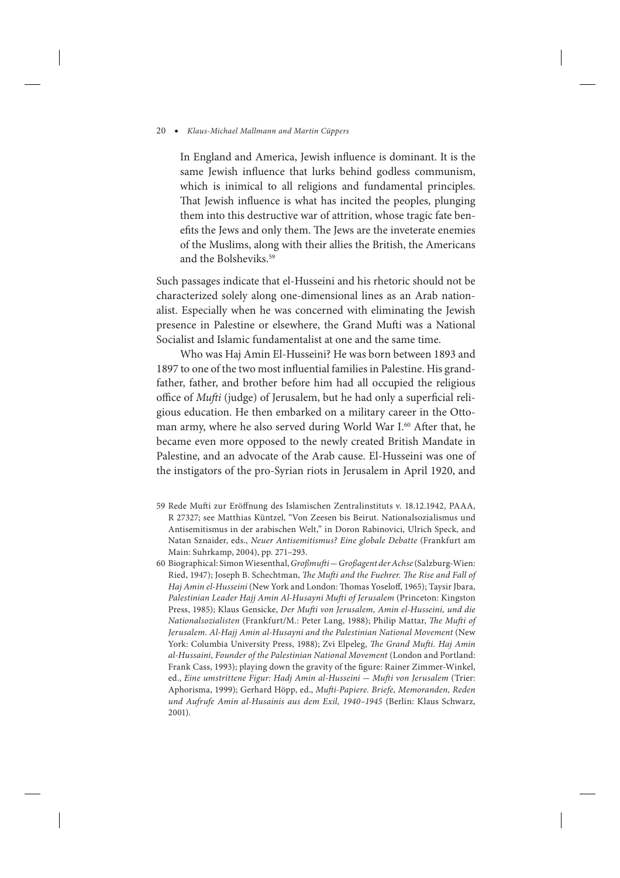> In England and America, Jewish influence is dominant. It is the same Jewish influence that lurks behind godless communism, which is inimical to all religions and fundamental principles. That Jewish influence is what has incited the peoples, plunging them into this destructive war of attrition, whose tragic fate benefits the Jews and only them. The Jews are the inveterate enemies of the Muslims, along with their allies the British, the Americans and the Bolsheviks.[59]

Such passages indicate that el-Husseini and his rhetoric should not be characterized solely along one-dimensional lines as an Arab nationalist. Especially when he was concerned with eliminating the Jewish presence in Palestine or elsewhere, the Grand Mufti was a National Socialist and Islamic fundamentalist at one and the same time.

Who was Haj Amin El-Husseini? He was born between 1893 and 1897 to one of the two most influential families in Palestine. His grandfather, father, and brother before him had all occupied the religious office of *Mufti* (judge) of Jerusalem, but he had only a superficial religious education. He then embarked on a military career in the Ottoman army, where he also served during World War I.[60] After that, he became even more opposed to the newly created British Mandate in Palestine, and an advocate of the Arab cause. El-Husseini was one of the instigators of the pro-Syrian riots in Jerusalem in April 1920, and

59 Rede Mufti zur Eröffnung des Islamischen Zentralinstituts v. 18.12.1942, PAAA, R 27327; see Matthias Küntzel, "Von Zeesen bis Beirut. Nationalsozialismus und Antisemitismus in der arabischen Welt," in Doron Rabinovici, Ulrich Speck, and Natan Sznaider, eds., *Neuer Antisemitismus? Eine globale Debatte* (Frankfurt am Main: Suhrkamp, 2004), pp. 271–293.

60 Biographical: Simon Wiesenthal, *Großmufti — Großagent der Achse* (Salzburg-Wien: Ried, 1947); Joseph B. Schechtman, *The Mufti and the Fuehrer. The Rise and Fall of Haj Amin el-Husseini* (New York and London: Thomas Yoseloff, 1965); Taysir Jbara, *Palestinian Leader Hajj Amin Al-Husayni Mufti of Jerusalem* (Princeton: Kingston Press, 1985); Klaus Gensicke, *Der Mufti von Jerusalem, Amin el-Husseini, und die Nationalsozialisten* (Frankfurt/M.: Peter Lang, 1988); Philip Mattar, *The Mufti of Jerusalem. Al-Hajj Amin al-Husayni and the Palestinian National Movement* (New York: Columbia University Press, 1988); Zvi Elpeleg, *The Grand Mufti. Haj Amin al-Hussaini, Founder of the Palestinian National Movement* (London and Portland: Frank Cass, 1993); playing down the gravity of the figure: Rainer Zimmer-Winkel, ed., *Eine umstrittene Figur: Hadj Amin al-Husseini — Mufti von Jerusalem* (Trier: Aphorisma, 1999); Gerhard Höpp, ed., *Mufti-Papiere. Briefe, Memoranden, Reden und Aufrufe Amin al-Husainis aus dem Exil, 1940–1945* (Berlin: Klaus Schwarz, 2001).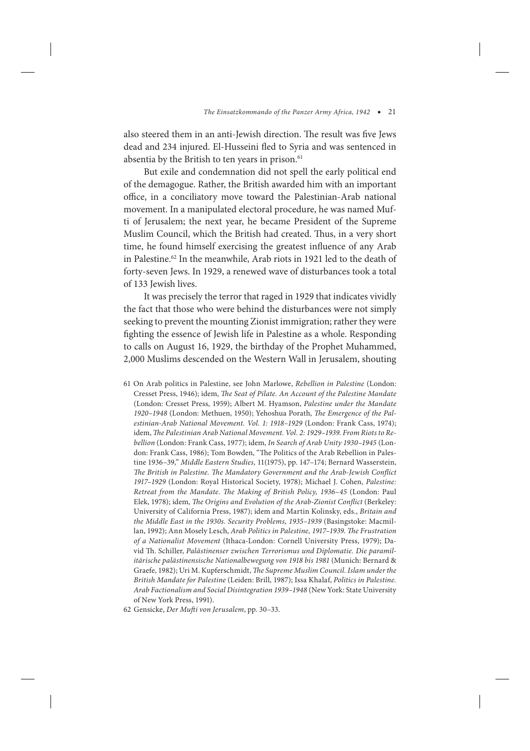also steered them in an anti-Jewish direction. The result was five Jews dead and 234 injured. El-Husseini fled to Syria and was sentenced in absentia by the British to ten years in prison.[61]

But exile and condemnation did not spell the early political end of the demagogue. Rather, the British awarded him with an important office, in a conciliatory move toward the Palestinian-Arab national movement. In a manipulated electoral procedure, he was named Mufti of Jerusalem; the next year, he became President of the Supreme Muslim Council, which the British had created. Thus, in a very short time, he found himself exercising the greatest influence of any Arab in Palestine.[62] In the meanwhile, Arab riots in 1921 led to the death of forty-seven Jews. In 1929, a renewed wave of disturbances took a total of 133 Jewish lives.

It was precisely the terror that raged in 1929 that indicates vividly the fact that those who were behind the disturbances were not simply seeking to prevent the mounting Zionist immigration; rather they were fighting the essence of Jewish life in Palestine as a whole. Responding to calls on August 16, 1929, the birthday of the Prophet Muhammed, 2,000 Muslims descended on the Western Wall in Jerusalem, shouting

61 On Arab politics in Palestine, see John Marlowe, *Rebellion in Palestine* (London: Cresset Press, 1946); idem, *The Seat of Pilate. An Account of the Palestine Mandate* (London: Cresset Press, 1959); Albert M. Hyamson, *Palestine under the Mandate 1920–1948* (London: Methuen, 1950); Yehoshua Porath, *The Emergence of the Palestinian-Arab National Movement. Vol. 1: 1918–1929* (London: Frank Cass, 1974); idem, *The Palestinian Arab National Movement. Vol. 2: 1929–1939. From Riots to Rebellion* (London: Frank Cass, 1977); idem, *In Search of Arab Unity 1930–1945* (London: Frank Cass, 1986); Tom Bowden, "The Politics of the Arab Rebellion in Palestine 1936–39," *Middle Eastern Studies,* 11(1975), pp. 147–174; Bernard Wasserstein, *The British in Palestine. The Mandatory Government and the Arab-Jewish Conflict 1917–1929* (London: Royal Historical Society, 1978); Michael J. Cohen, *Palestine: Retreat from the Mandate. The Making of British Policy, 1936–45* (London: Paul Elek, 1978); idem, *The Origins and Evolution of the Arab-Zionist Conflict* (Berkeley: University of California Press, 1987); idem and Martin Kolinsky, eds., *Britain and the Middle East in the 1930s. Security Problems, 1935–1939* (Basingstoke: Macmillan, 1992); Ann Mosely Lesch, *Arab Politics in Palestine, 1917–1939. The Frustration of a Nationalist Movement* (Ithaca-London: Cornell University Press, 1979); David Th. Schiller, *Palästinenser zwischen Terrorismus und Diplomatie. Die paramilitärische palästinensische Nationalbewegung von 1918 bis 1981* (Munich: Bernard & Graefe, 1982); Uri M. Kupferschmidt, *The Supreme Muslim Council. Islam under the British Mandate for Palestine* (Leiden: Brill, 1987); Issa Khalaf, *Politics in Palestine. Arab Factionalism and Social Disintegration 1939–1948* (New York: State University of New York Press, 1991).

62 Gensicke, *Der Mufti von Jerusalem*, pp. 30–33.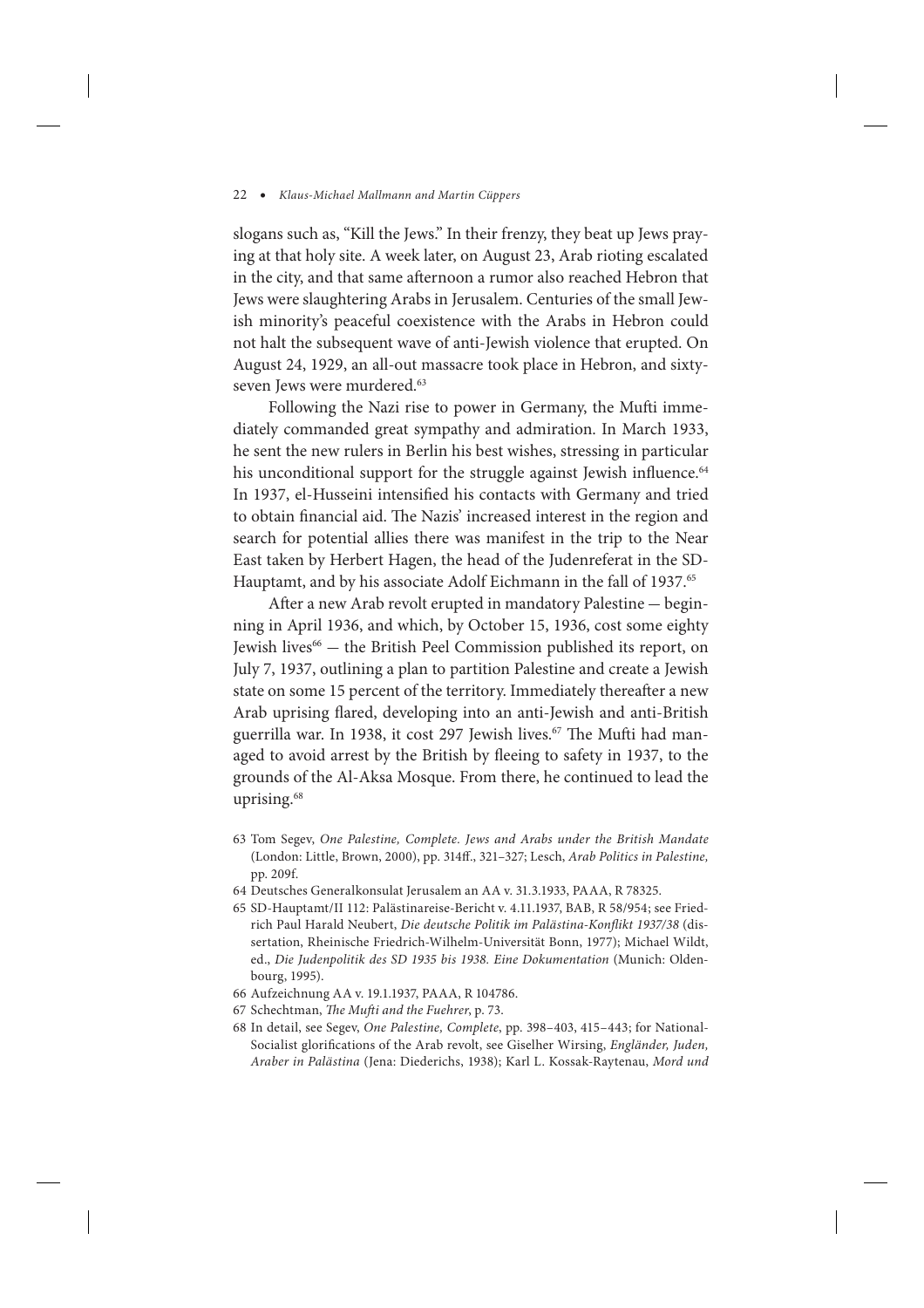slogans such as, "Kill the Jews." In their frenzy, they beat up Jews praying at that holy site. A week later, on August 23, Arab rioting escalated in the city, and that same afternoon a rumor also reached Hebron that Jews were slaughtering Arabs in Jerusalem. Centuries of the small Jewish minority's peaceful coexistence with the Arabs in Hebron could not halt the subsequent wave of anti-Jewish violence that erupted. On August 24, 1929, an all-out massacre took place in Hebron, and sixty-seven Jews were murdered.[63]

Following the Nazi rise to power in Germany, the Mufti immediately commanded great sympathy and admiration. In March 1933, he sent the new rulers in Berlin his best wishes, stressing in particular his unconditional support for the struggle against Jewish influence.[64] In 1937, el-Husseini intensified his contacts with Germany and tried to obtain financial aid. The Nazis' increased interest in the region and search for potential allies there was manifest in the trip to the Near East taken by Herbert Hagen, the head of the Judenreferat in the SD-Hauptamt, and by his associate Adolf Eichmann in the fall of 1937.[65]

After a new Arab revolt erupted in mandatory Palestine — beginning in April 1936, and which, by October 15, 1936, cost some eighty Jewish lives[66] — the British Peel Commission published its report, on July 7, 1937, outlining a plan to partition Palestine and create a Jewish state on some 15 percent of the territory. Immediately thereafter a new Arab uprising flared, developing into an anti-Jewish and anti-British guerrilla war. In 1938, it cost 297 Jewish lives.[67] The Mufti had managed to avoid arrest by the British by fleeing to safety in 1937, to the grounds of the Al-Aksa Mosque. From there, he continued to lead the uprising.[68]

63 Tom Segev, *One Palestine, Complete. Jews and Arabs under the British Mandate* (London: Little, Brown, 2000), pp. 314ff., 321–327; Lesch, *Arab Politics in Palestine,* pp. 209f.

64 Deutsches Generalkonsulat Jerusalem an AA v. 31.3.1933, PAAA, R 78325.

65 SD-Hauptamt/II 112: Palästinareise-Bericht v. 4.11.1937, BAB, R 58/954; see Friedrich Paul Harald Neubert, *Die deutsche Politik im Palästina-Konflikt 1937/38* (dissertation, Rheinische Friedrich-Wilhelm-Universität Bonn, 1977); Michael Wildt, ed., *Die Judenpolitik des SD 1935 bis 1938. Eine Dokumentation* (Munich: Oldenbourg, 1995).

66 Aufzeichnung AA v. 19.1.1937, PAAA, R 104786.

67 Schechtman, *The Mufti and the Fuehrer*, p. 73.

68 In detail, see Segev, *One Palestine, Complete*, pp. 398–403, 415–443; for National-Socialist glorifications of the Arab revolt, see Giselher Wirsing, *Engländer, Juden, Araber in Palästina* (Jena: Diederichs, 1938); Karl L. Kossak-Raytenau, *Mord und*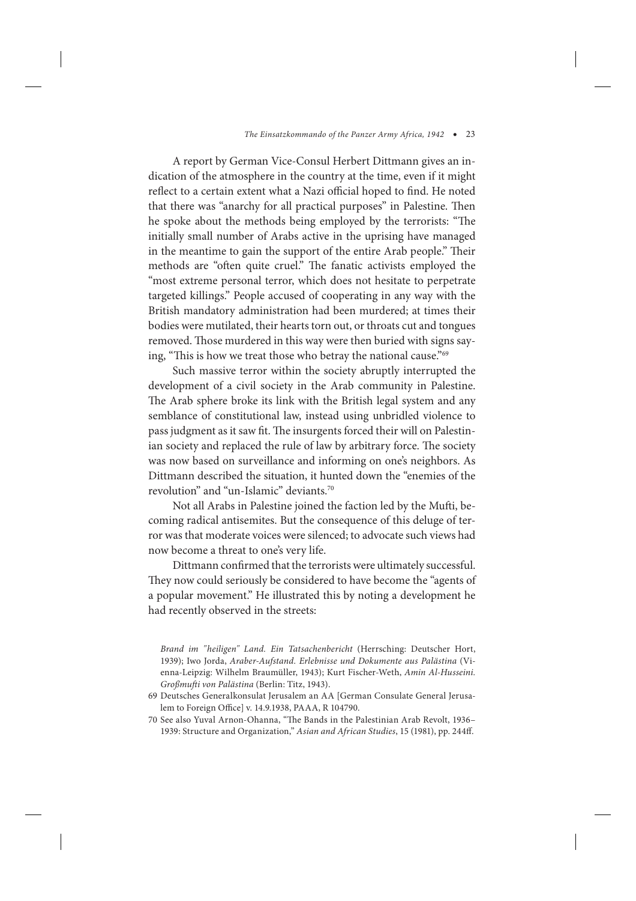A report by German Vice-Consul Herbert Dittmann gives an indication of the atmosphere in the country at the time, even if it might reflect to a certain extent what a Nazi official hoped to find. He noted that there was "anarchy for all practical purposes" in Palestine. Then he spoke about the methods being employed by the terrorists: "The initially small number of Arabs active in the uprising have managed in the meantime to gain the support of the entire Arab people." Their methods are "often quite cruel." The fanatic activists employed the "most extreme personal terror, which does not hesitate to perpetrate targeted killings." People accused of cooperating in any way with the British mandatory administration had been murdered; at times their bodies were mutilated, their hearts torn out, or throats cut and tongues removed. Those murdered in this way were then buried with signs saying, "This is how we treat those who betray the national cause."[69]

Such massive terror within the society abruptly interrupted the development of a civil society in the Arab community in Palestine. The Arab sphere broke its link with the British legal system and any semblance of constitutional law, instead using unbridled violence to pass judgment as it saw fit. The insurgents forced their will on Palestinian society and replaced the rule of law by arbitrary force. The society was now based on surveillance and informing on one's neighbors. As Dittmann described the situation, it hunted down the "enemies of the revolution" and "un-Islamic" deviants.[70]

Not all Arabs in Palestine joined the faction led by the Mufti, becoming radical antisemites. But the consequence of this deluge of terror was that moderate voices were silenced; to advocate such views had now become a threat to one's very life.

Dittmann confirmed that the terrorists were ultimately successful. They now could seriously be considered to have become the "agents of a popular movement." He illustrated this by noting a development he had recently observed in the streets:

---

*Brand im "heiligen" Land. Ein Tatsachenbericht* (Herrsching: Deutscher Hort, 1939); Iwo Jorda, *Araber-Aufstand. Erlebnisse und Dokumente aus Palästina* (Vienna-Leipzig: Wilhelm Braumüller, 1943); Kurt Fischer-Weth, *Amin Al-Husseini. Großmufti von Palästina* (Berlin: Titz, 1943).

69 Deutsches Generalkonsulat Jerusalem an AA [German Consulate General Jerusalem to Foreign Office] v. 14.9.1938, PAAA, R 104790.

70 See also Yuval Arnon-Ohanna, "The Bands in the Palestinian Arab Revolt, 1936–1939: Structure and Organization," *Asian and African Studies*, 15 (1981), pp. 244ff.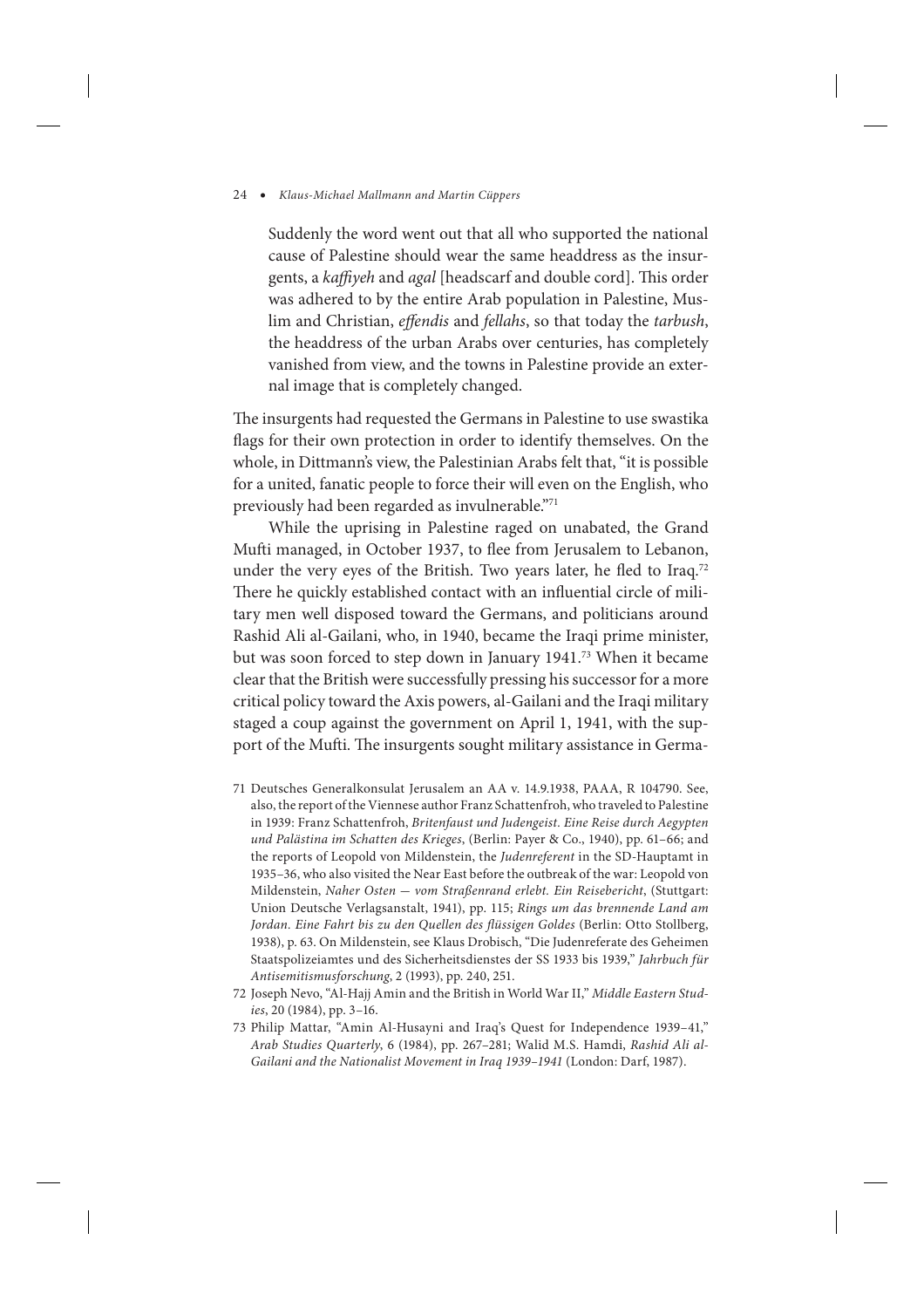> Suddenly the word went out that all who supported the national cause of Palestine should wear the same headdress as the insurgents, a *kaffiyeh* and *agal* [headscarf and double cord]. This order was adhered to by the entire Arab population in Palestine, Muslim and Christian, *effendis* and *fellahs*, so that today the *tarbush*, the headdress of the urban Arabs over centuries, has completely vanished from view, and the towns in Palestine provide an external image that is completely changed.

The insurgents had requested the Germans in Palestine to use swastika flags for their own protection in order to identify themselves. On the whole, in Dittmann's view, the Palestinian Arabs felt that, "it is possible for a united, fanatic people to force their will even on the English, who previously had been regarded as invulnerable."[71]

While the uprising in Palestine raged on unabated, the Grand Mufti managed, in October 1937, to flee from Jerusalem to Lebanon, under the very eyes of the British. Two years later, he fled to Iraq.[72] There he quickly established contact with an influential circle of military men well disposed toward the Germans, and politicians around Rashid Ali al-Gailani, who, in 1940, became the Iraqi prime minister, but was soon forced to step down in January 1941.[73] When it became clear that the British were successfully pressing his successor for a more critical policy toward the Axis powers, al-Gailani and the Iraqi military staged a coup against the government on April 1, 1941, with the support of the Mufti. The insurgents sought military assistance in Germa-

71 Deutsches Generalkonsulat Jerusalem an AA v. 14.9.1938, PAAA, R 104790. See, also, the report of the Viennese author Franz Schattenfroh, who traveled to Palestine in 1939: Franz Schattenfroh, *Britenfaust und Judengeist. Eine Reise durch Aegypten und Palästina im Schatten des Krieges*, (Berlin: Payer & Co., 1940), pp. 61–66; and the reports of Leopold von Mildenstein, the *Judenreferent* in the SD-Hauptamt in 1935–36, who also visited the Near East before the outbreak of the war: Leopold von Mildenstein, *Naher Osten — vom Straßenrand erlebt. Ein Reisebericht*, (Stuttgart: Union Deutsche Verlagsanstalt, 1941), pp. 115; *Rings um das brennende Land am Jordan. Eine Fahrt bis zu den Quellen des flüssigen Goldes* (Berlin: Otto Stollberg, 1938), p. 63. On Mildenstein, see Klaus Drobisch, "Die Judenreferate des Geheimen Staatspolizeiamtes und des Sicherheitsdienstes der SS 1933 bis 1939," *Jahrbuch für Antisemitismusforschung*, 2 (1993), pp. 240, 251.

72 Joseph Nevo, "Al-Hajj Amin and the British in World War II," *Middle Eastern Studies*, 20 (1984), pp. 3–16.

73 Philip Mattar, "Amin Al-Husayni and Iraq's Quest for Independence 1939–41," *Arab Studies Quarterly*, 6 (1984), pp. 267–281; Walid M.S. Hamdi, *Rashid Ali al-Gailani and the Nationalist Movement in Iraq 1939–1941* (London: Darf, 1987).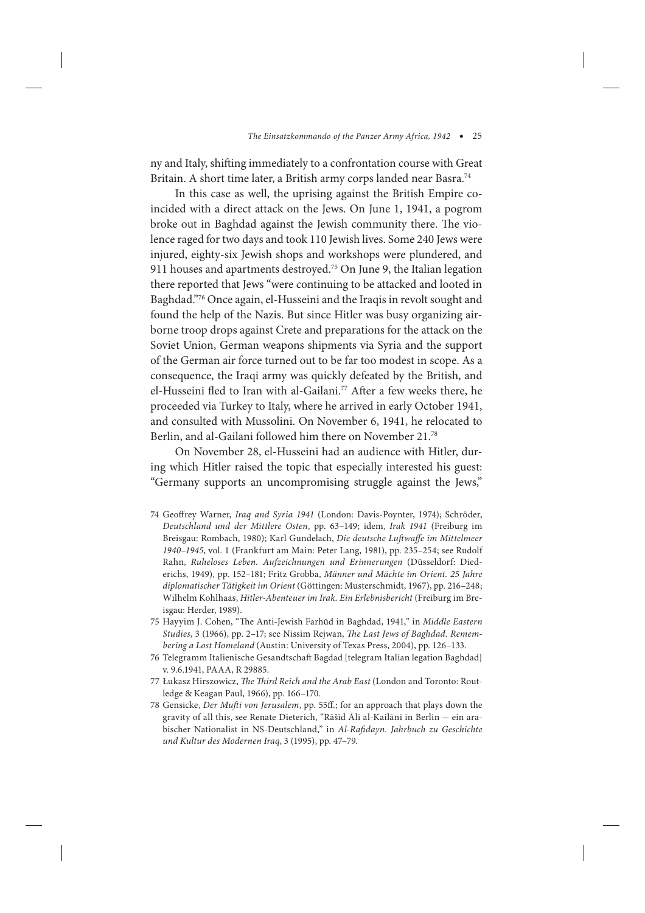ny and Italy, shifting immediately to a confrontation course with Great Britain. A short time later, a British army corps landed near Basra.[74]

In this case as well, the uprising against the British Empire coincided with a direct attack on the Jews. On June 1, 1941, a pogrom broke out in Baghdad against the Jewish community there. The violence raged for two days and took 110 Jewish lives. Some 240 Jews were injured, eighty-six Jewish shops and workshops were plundered, and 911 houses and apartments destroyed.[75] On June 9, the Italian legation there reported that Jews "were continuing to be attacked and looted in Baghdad."[76] Once again, el-Husseini and the Iraqis in revolt sought and found the help of the Nazis. But since Hitler was busy organizing airborne troop drops against Crete and preparations for the attack on the Soviet Union, German weapons shipments via Syria and the support of the German air force turned out to be far too modest in scope. As a consequence, the Iraqi army was quickly defeated by the British, and el-Husseini fled to Iran with al-Gailani.[77] After a few weeks there, he proceeded via Turkey to Italy, where he arrived in early October 1941, and consulted with Mussolini. On November 6, 1941, he relocated to Berlin, and al-Gailani followed him there on November 21.[78]

On November 28, el-Husseini had an audience with Hitler, during which Hitler raised the topic that especially interested his guest: "Germany supports an uncompromising struggle against the Jews,"

74 Geoffrey Warner, *Iraq and Syria 1941* (London: Davis-Poynter, 1974); Schröder, *Deutschland und der Mittlere Osten*, pp. 63–149; idem, *Irak 1941* (Freiburg im Breisgau: Rombach, 1980); Karl Gundelach, *Die deutsche Luftwaffe im Mittelmeer 1940–1945*, vol. 1 (Frankfurt am Main: Peter Lang, 1981), pp. 235–254; see Rudolf Rahn, *Ruheloses Leben. Aufzeichnungen und Erinnerungen* (Düsseldorf: Diederichs, 1949), pp. 152–181; Fritz Grobba, *Männer und Mächte im Orient. 25 Jahre diplomatischer Tätigkeit im Orient* (Göttingen: Musterschmidt, 1967), pp. 216–248; Wilhelm Kohlhaas, *Hitler-Abenteuer im Irak. Ein Erlebnisbericht* (Freiburg im Breisgau: Herder, 1989).

75 Hayyim J. Cohen, "The Anti-Jewish Farhūd in Baghdad, 1941," in *Middle Eastern Studies*, 3 (1966), pp. 2–17; see Nissim Rejwan, *The Last Jews of Baghdad. Remembering a Lost Homeland* (Austin: University of Texas Press, 2004), pp. 126–133.

76 Telegramm Italienische Gesandtschaft Bagdad [telegram Italian legation Baghdad] v. 9.6.1941, PAAA, R 29885.

77 Łukasz Hirszowicz, *The Third Reich and the Arab East* (London and Toronto: Routledge & Keagan Paul, 1966), pp. 166–170.

78 Gensicke, *Der Mufti von Jerusalem*, pp. 55ff.; for an approach that plays down the gravity of all this, see Renate Dieterich, "Rāšīd Ālī al-Kailānī in Berlin — ein arabischer Nationalist in NS-Deutschland," in *Al-Rafidayn. Jahrbuch zu Geschichte und Kultur des Modernen Iraq*, 3 (1995), pp. 47–79.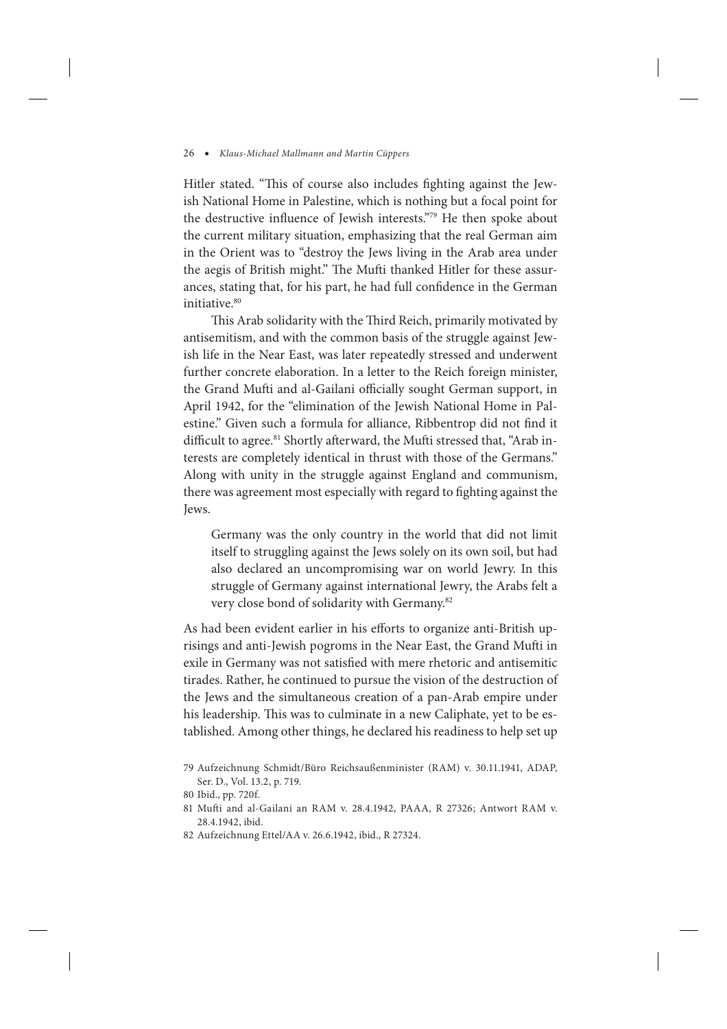Hitler stated. "This of course also includes fighting against the Jewish National Home in Palestine, which is nothing but a focal point for the destructive influence of Jewish interests."[79] He then spoke about the current military situation, emphasizing that the real German aim in the Orient was to "destroy the Jews living in the Arab area under the aegis of British might." The Mufti thanked Hitler for these assurances, stating that, for his part, he had full confidence in the German initiative.[80]

This Arab solidarity with the Third Reich, primarily motivated by antisemitism, and with the common basis of the struggle against Jewish life in the Near East, was later repeatedly stressed and underwent further concrete elaboration. In a letter to the Reich foreign minister, the Grand Mufti and al-Gailani officially sought German support, in April 1942, for the "elimination of the Jewish National Home in Palestine." Given such a formula for alliance, Ribbentrop did not find it difficult to agree.[81] Shortly afterward, the Mufti stressed that, "Arab interests are completely identical in thrust with those of the Germans." Along with unity in the struggle against England and communism, there was agreement most especially with regard to fighting against the Jews.

> Germany was the only country in the world that did not limit itself to struggling against the Jews solely on its own soil, but had also declared an uncompromising war on world Jewry. In this struggle of Germany against international Jewry, the Arabs felt a very close bond of solidarity with Germany.[82]

As had been evident earlier in his efforts to organize anti-British uprisings and anti-Jewish pogroms in the Near East, the Grand Mufti in exile in Germany was not satisfied with mere rhetoric and antisemitic tirades. Rather, he continued to pursue the vision of the destruction of the Jews and the simultaneous creation of a pan-Arab empire under his leadership. This was to culminate in a new Caliphate, yet to be established. Among other things, he declared his readiness to help set up

79 Aufzeichnung Schmidt/Büro Reichsaußenminister (RAM) v. 30.11.1941, ADAP, Ser. D., Vol. 13.2, p. 719.

80 Ibid., pp. 720f.

81 Mufti and al-Gailani an RAM v. 28.4.1942, PAAA, R 27326; Antwort RAM v. 28.4.1942, ibid.

82 Aufzeichnung Ettel/AA v. 26.6.1942, ibid., R 27324.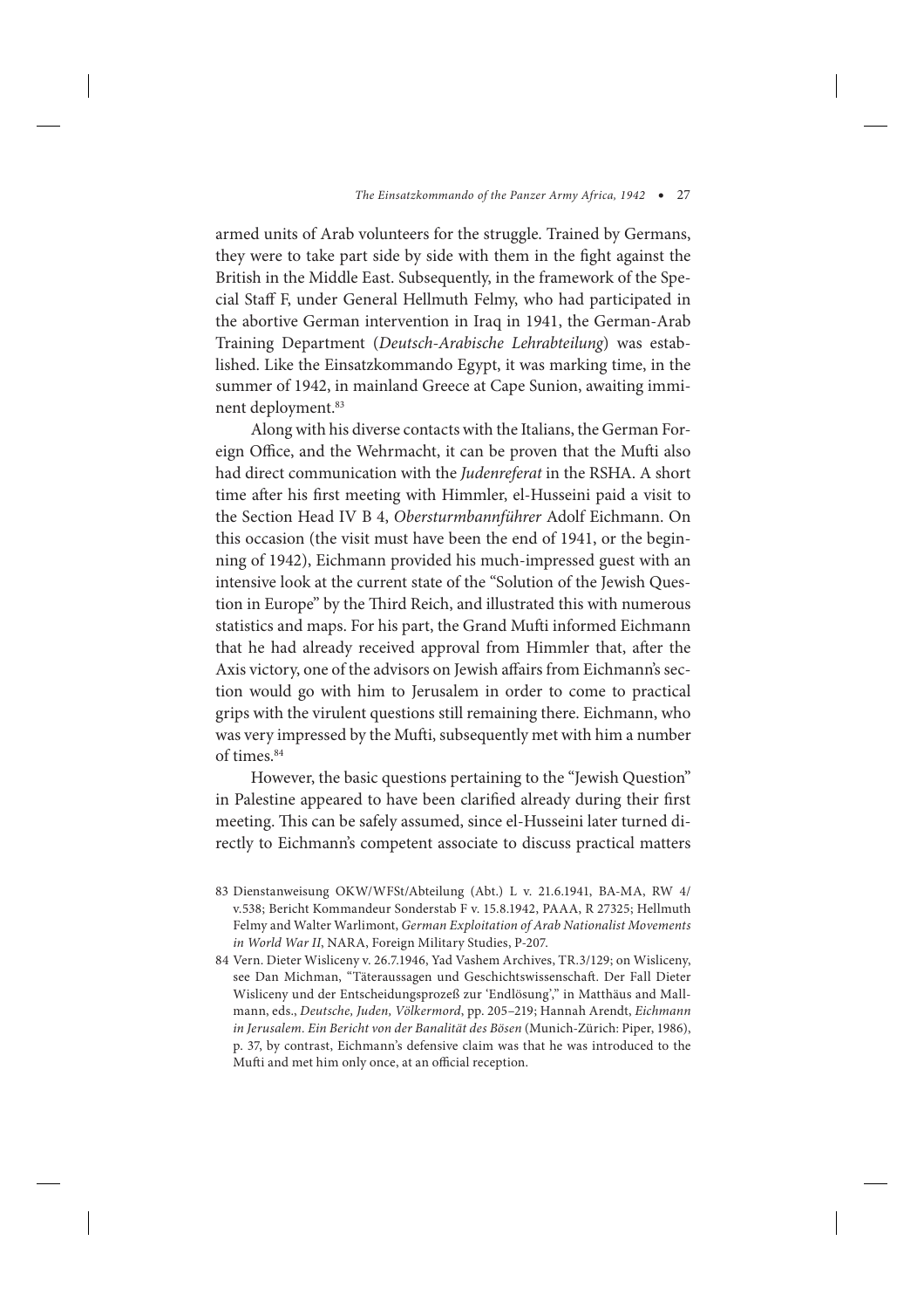armed units of Arab volunteers for the struggle. Trained by Germans, they were to take part side by side with them in the fight against the British in the Middle East. Subsequently, in the framework of the Special Staff F, under General Hellmuth Felmy, who had participated in the abortive German intervention in Iraq in 1941, the German-Arab Training Department (*Deutsch-Arabische Lehrabteilung*) was established. Like the Einsatzkommando Egypt, it was marking time, in the summer of 1942, in mainland Greece at Cape Sunion, awaiting imminent deployment.[83]

Along with his diverse contacts with the Italians, the German Foreign Office, and the Wehrmacht, it can be proven that the Mufti also had direct communication with the *Judenreferat* in the RSHA. A short time after his first meeting with Himmler, el-Husseini paid a visit to the Section Head IV B 4, *Obersturmbannführer* Adolf Eichmann. On this occasion (the visit must have been the end of 1941, or the beginning of 1942), Eichmann provided his much-impressed guest with an intensive look at the current state of the "Solution of the Jewish Question in Europe" by the Third Reich, and illustrated this with numerous statistics and maps. For his part, the Grand Mufti informed Eichmann that he had already received approval from Himmler that, after the Axis victory, one of the advisors on Jewish affairs from Eichmann's section would go with him to Jerusalem in order to come to practical grips with the virulent questions still remaining there. Eichmann, who was very impressed by the Mufti, subsequently met with him a number of times.[84]

However, the basic questions pertaining to the "Jewish Question" in Palestine appeared to have been clarified already during their first meeting. This can be safely assumed, since el-Husseini later turned directly to Eichmann's competent associate to discuss practical matters

83 Dienstanweisung OKW/WFSt/Abteilung (Abt.) L v. 21.6.1941, BA-MA, RW 4/ v.538; Bericht Kommandeur Sonderstab F v. 15.8.1942, PAAA, R 27325; Hellmuth Felmy and Walter Warlimont, *German Exploitation of Arab Nationalist Movements in World War II*, NARA, Foreign Military Studies, P-207.

84 Vern. Dieter Wisliceny v. 26.7.1946, Yad Vashem Archives, TR.3/129; on Wisliceny, see Dan Michman, "Täteraussagen und Geschichtswissenschaft. Der Fall Dieter Wisliceny und der Entscheidungsprozeß zur 'Endlösung'," in Matthäus and Mallmann, eds., *Deutsche, Juden, Völkermord*, pp. 205–219; Hannah Arendt, *Eichmann in Jerusalem. Ein Bericht von der Banalität des Bösen* (Munich-Zürich: Piper, 1986), p. 37, by contrast, Eichmann's defensive claim was that he was introduced to the Mufti and met him only once, at an official reception.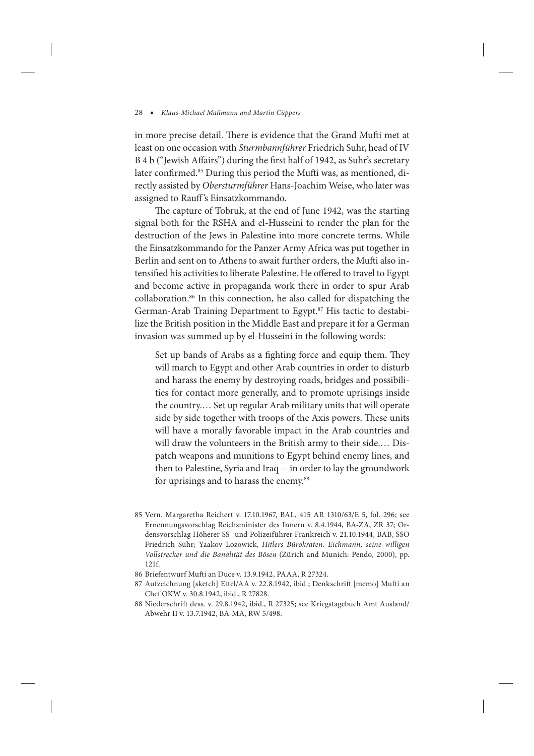in more precise detail. There is evidence that the Grand Mufti met at least on one occasion with *Sturmbannführer* Friedrich Suhr, head of IV B 4 b ("Jewish Affairs") during the first half of 1942, as Suhr's secretary later confirmed.[85] During this period the Mufti was, as mentioned, directly assisted by *Obersturmführer* Hans-Joachim Weise, who later was assigned to Rauff's Einsatzkommando.

The capture of Tobruk, at the end of June 1942, was the starting signal both for the RSHA and el-Husseini to render the plan for the destruction of the Jews in Palestine into more concrete terms. While the Einsatzkommando for the Panzer Army Africa was put together in Berlin and sent on to Athens to await further orders, the Mufti also intensified his activities to liberate Palestine. He offered to travel to Egypt and become active in propaganda work there in order to spur Arab collaboration.[86] In this connection, he also called for dispatching the German-Arab Training Department to Egypt.[87] His tactic to destabilize the British position in the Middle East and prepare it for a German invasion was summed up by el-Husseini in the following words:

> Set up bands of Arabs as a fighting force and equip them. They will march to Egypt and other Arab countries in order to disturb and harass the enemy by destroying roads, bridges and possibilities for contact more generally, and to promote uprisings inside the country.… Set up regular Arab military units that will operate side by side together with troops of the Axis powers. These units will have a morally favorable impact in the Arab countries and will draw the volunteers in the British army to their side.… Dispatch weapons and munitions to Egypt behind enemy lines, and then to Palestine, Syria and Iraq — in order to lay the groundwork for uprisings and to harass the enemy.[88]

85 Vern. Margaretha Reichert v. 17.10.1967, BAL, 415 AR 1310/63/E 5, fol. 296; see Ernennungsvorschlag Reichsminister des Innern v. 8.4.1944, BA-ZA, ZR 37; Ordensvorschlag Höherer SS- und Polizeiführer Frankreich v. 21.10.1944, BAB, SSO Friedrich Suhr; Yaakov Lozowick, *Hitlers Bürokraten. Eichmann, seine willigen Vollstrecker und die Banalität des Bösen* (Zürich and Munich: Pendo, 2000), pp. 121f.

86 Briefentwurf Mufti an Duce v. 13.9.1942, PAAA, R 27324.

87 Aufzeichnung [sketch] Ettel/AA v. 22.8.1942, ibid.; Denkschrift [memo] Mufti an Chef OKW v. 30.8.1942, ibid., R 27828.

88 Niederschrift dess. v. 29.8.1942, ibid., R 27325; see Kriegstagebuch Amt Ausland/Abwehr II v. 13.7.1942, BA-MA, RW 5/498.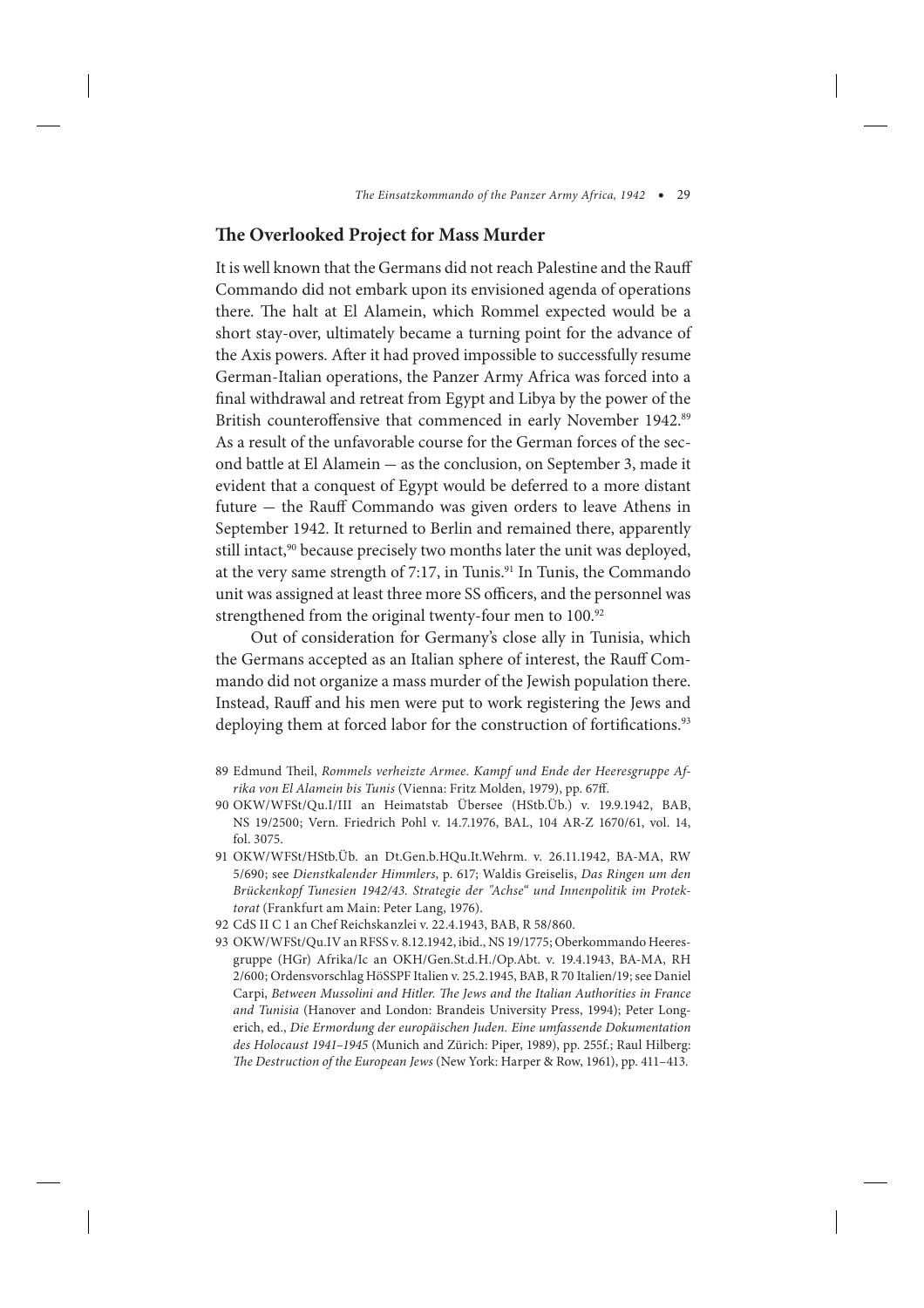## The Overlooked Project for Mass Murder

It is well known that the Germans did not reach Palestine and the Rauff Commando did not embark upon its envisioned agenda of operations there. The halt at El Alamein, which Rommel expected would be a short stay-over, ultimately became a turning point for the advance of the Axis powers. After it had proved impossible to successfully resume German-Italian operations, the Panzer Army Africa was forced into a final withdrawal and retreat from Egypt and Libya by the power of the British counteroffensive that commenced in early November 1942.[89] As a result of the unfavorable course for the German forces of the second battle at El Alamein — as the conclusion, on September 3, made it evident that a conquest of Egypt would be deferred to a more distant future — the Rauff Commando was given orders to leave Athens in September 1942. It returned to Berlin and remained there, apparently still intact,[90] because precisely two months later the unit was deployed, at the very same strength of 7:17, in Tunis.[91] In Tunis, the Commando unit was assigned at least three more SS officers, and the personnel was strengthened from the original twenty-four men to 100.[92]

Out of consideration for Germany's close ally in Tunisia, which the Germans accepted as an Italian sphere of interest, the Rauff Commando did not organize a mass murder of the Jewish population there. Instead, Rauff and his men were put to work registering the Jews and deploying them at forced labor for the construction of fortifications.[93]

89 Edmund Theil, *Rommels verheizte Armee. Kampf und Ende der Heeresgruppe Afrika von El Alamein bis Tunis* (Vienna: Fritz Molden, 1979), pp. 67ff.

90 OKW/WFSt/Qu.I/III an Heimatstab Übersee (HStb.Üb.) v. 19.9.1942, BAB, NS 19/2500; Vern. Friedrich Pohl v. 14.7.1976, BAL, 104 AR-Z 1670/61, vol. 14, fol. 3075.

91 OKW/WFSt/HStb.Üb. an Dt.Gen.b.HQu.It.Wehrm. v. 26.11.1942, BA-MA, RW 5/690; see *Dienstkalender Himmlers*, p. 617; Waldis Greiselis, *Das Ringen um den Brückenkopf Tunesien 1942/43. Strategie der "Achse" und Innenpolitik im Protektorat* (Frankfurt am Main: Peter Lang, 1976).

92 CdS II C 1 an Chef Reichskanzlei v. 22.4.1943, BAB, R 58/860.

93 OKW/WFSt/Qu.IV an RFSS v. 8.12.1942, ibid., NS 19/1775; Oberkommando Heeresgruppe (HGr) Afrika/Ic an OKH/Gen.St.d.H./Op.Abt. v. 19.4.1943, BA-MA, RH 2/600; Ordensvorschlag HöSSPF Italien v. 25.2.1945, BAB, R 70 Italien/19; see Daniel Carpi, *Between Mussolini and Hitler. The Jews and the Italian Authorities in France and Tunisia* (Hanover and London: Brandeis University Press, 1994); Peter Longerich, ed., *Die Ermordung der europäischen Juden. Eine umfassende Dokumentation des Holocaust 1941–1945* (Munich and Zürich: Piper, 1989), pp. 255f.; Raul Hilberg: *The Destruction of the European Jews* (New York: Harper & Row, 1961), pp. 411–413.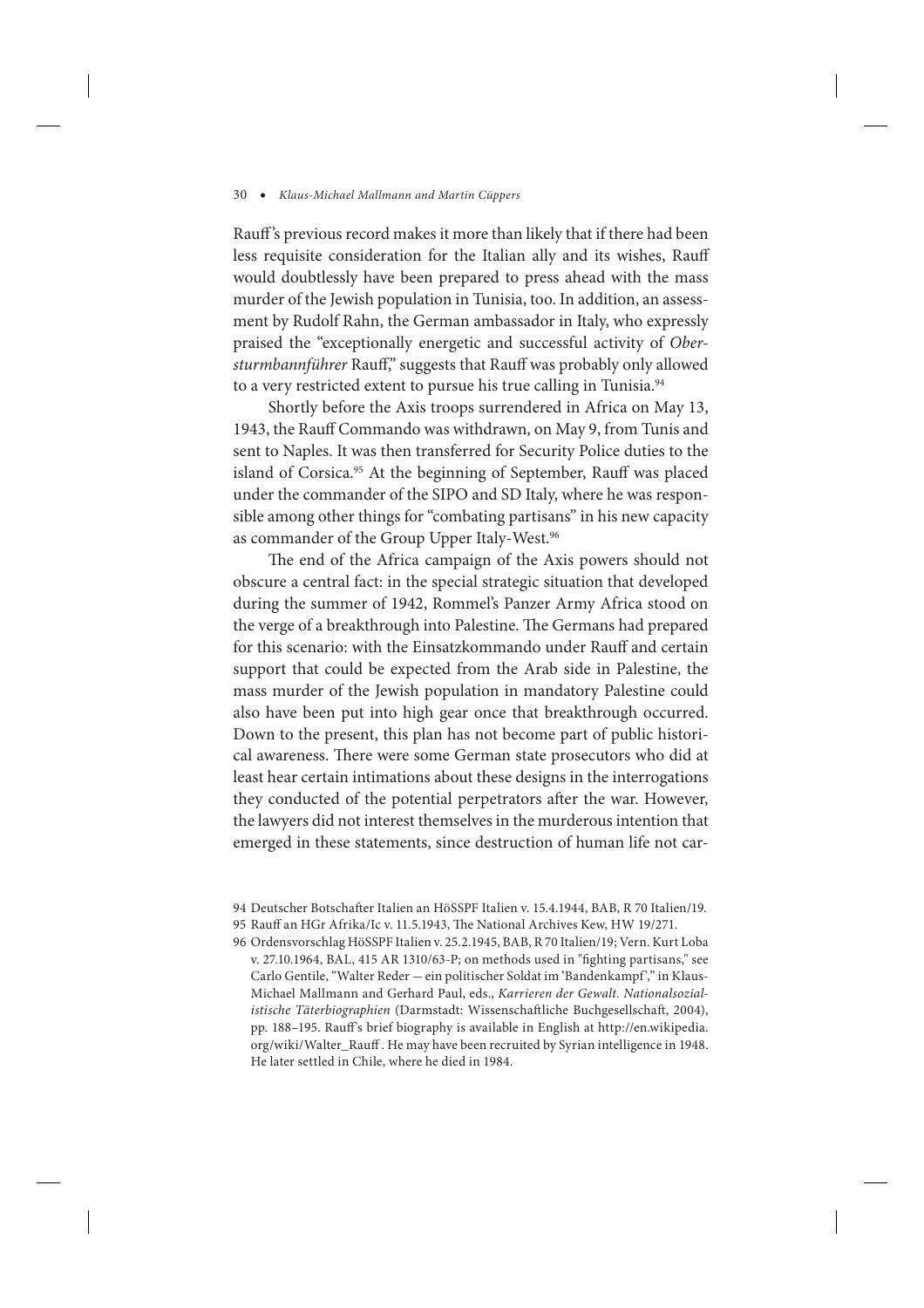Rauff's previous record makes it more than likely that if there had been less requisite consideration for the Italian ally and its wishes, Rauff would doubtlessly have been prepared to press ahead with the mass murder of the Jewish population in Tunisia, too. In addition, an assessment by Rudolf Rahn, the German ambassador in Italy, who expressly praised the "exceptionally energetic and successful activity of *Obersturmbannführer* Rauff," suggests that Rauff was probably only allowed to a very restricted extent to pursue his true calling in Tunisia.[94]

Shortly before the Axis troops surrendered in Africa on May 13, 1943, the Rauff Commando was withdrawn, on May 9, from Tunis and sent to Naples. It was then transferred for Security Police duties to the island of Corsica.[95] At the beginning of September, Rauff was placed under the commander of the SIPO and SD Italy, where he was responsible among other things for "combating partisans" in his new capacity as commander of the Group Upper Italy-West.[96]

The end of the Africa campaign of the Axis powers should not obscure a central fact: in the special strategic situation that developed during the summer of 1942, Rommel's Panzer Army Africa stood on the verge of a breakthrough into Palestine. The Germans had prepared for this scenario: with the Einsatzkommando under Rauff and certain support that could be expected from the Arab side in Palestine, the mass murder of the Jewish population in mandatory Palestine could also have been put into high gear once that breakthrough occurred. Down to the present, this plan has not become part of public historical awareness. There were some German state prosecutors who did at least hear certain intimations about these designs in the interrogations they conducted of the potential perpetrators after the war. However, the lawyers did not interest themselves in the murderous intention that emerged in these statements, since destruction of human life not car-

94 Deutscher Botschafter Italien an HöSSPF Italien v. 15.4.1944, BAB, R 70 Italien/19.

95 Rauff an HGr Afrika/Ic v. 11.5.1943, The National Archives Kew, HW 19/271.

96 Ordensvorschlag HöSSPF Italien v. 25.2.1945, BAB, R 70 Italien/19; Vern. Kurt Loba v. 27.10.1964, BAL, 415 AR 1310/63-P; on methods used in "fighting partisans," see Carlo Gentile, "Walter Reder — ein politischer Soldat im 'Bandenkampf'," in Klaus-Michael Mallmann and Gerhard Paul, eds., *Karrieren der Gewalt. Nationalsozialistische Täterbiographien* (Darmstadt: Wissenschaftliche Buchgesellschaft, 2004), pp. 188–195. Rauff's brief biography is available in English at http://en.wikipedia.org/wiki/Walter_Rauff . He may have been recruited by Syrian intelligence in 1948. He later settled in Chile, where he died in 1984.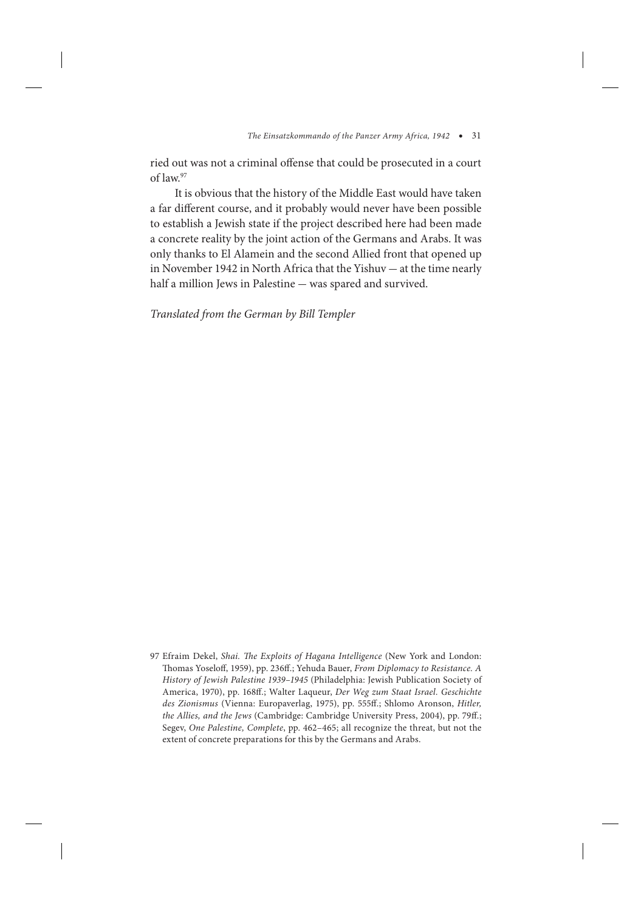ried out was not a criminal offense that could be prosecuted in a court of law.[97]

It is obvious that the history of the Middle East would have taken a far different course, and it probably would never have been possible to establish a Jewish state if the project described here had been made a concrete reality by the joint action of the Germans and Arabs. It was only thanks to El Alamein and the second Allied front that opened up in November 1942 in North Africa that the Yishuv — at the time nearly half a million Jews in Palestine — was spared and survived.

*Translated from the German by Bill Templer*

97 Efraim Dekel, *Shai. The Exploits of Hagana Intelligence* (New York and London: Thomas Yoseloff, 1959), pp. 236ff.; Yehuda Bauer, *From Diplomacy to Resistance. A History of Jewish Palestine 1939–1945* (Philadelphia: Jewish Publication Society of America, 1970), pp. 168ff.; Walter Laqueur, *Der Weg zum Staat Israel. Geschichte des Zionismus* (Vienna: Europaverlag, 1975), pp. 555ff.; Shlomo Aronson, *Hitler, the Allies, and the Jews* (Cambridge: Cambridge University Press, 2004), pp. 79ff.; Segev, *One Palestine, Complete*, pp. 462–465; all recognize the threat, but not the extent of concrete preparations for this by the Germans and Arabs.